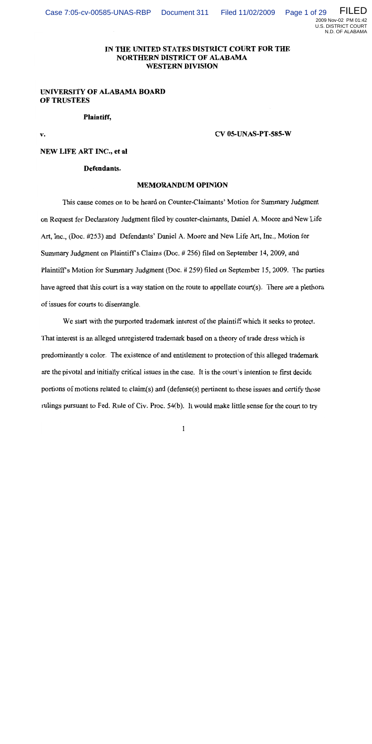# IN THE UNITED STATES DISTRICT COURT FOR THE NORTHERN DISTRICT OF ALABAMA WESTERN DIVISION

**UNIVERSITY OF ALABAMA BOARD OF TRUSTEES**

**Plaintiff,**

**v.** **CV 05-UNAS-PT-585-W**

**NEW LIFE ART INC., et al**

**Defendants.**

## MEMORANDUM OPINION

This cause comes on to be heard on Counter-Claimants' Motion for Summary Judgment on Request for Declaratory Judgment filed by counter-claimants, Daniel A. Moore and New Life Art, Inc., (Doc. #253) and Defendants' Daniel A. Moore and New Life Art, Inc., Motion for Summary Judgment on Plaintiff's Claims (Doc. # 256) filed on September 14, 2009, and Plaintiff's Motion for Summary Judgment (Doc. # 259) filed on September 15, 2009. The parties have agreed that this court is a way station on the route to appellate court(s). There are a plethora of issues for courts to disentangle.

We start with the purported trademark interest of the plaintiff which it seeks to protect. That interest is an alleged unregistered trademark based on a theory of trade dress which is predominantly a color. The existence of and entitlement to protection of this alleged trademark are the pivotal and initially critical issues in the case. It is the court's intention to first decide portions of motions related to claim(s) and (defense(s) pertinent to these issues and certify those rulings pursuant to Fed. Rule of Civ. Proc. 54(b). It would make little sense for the court to try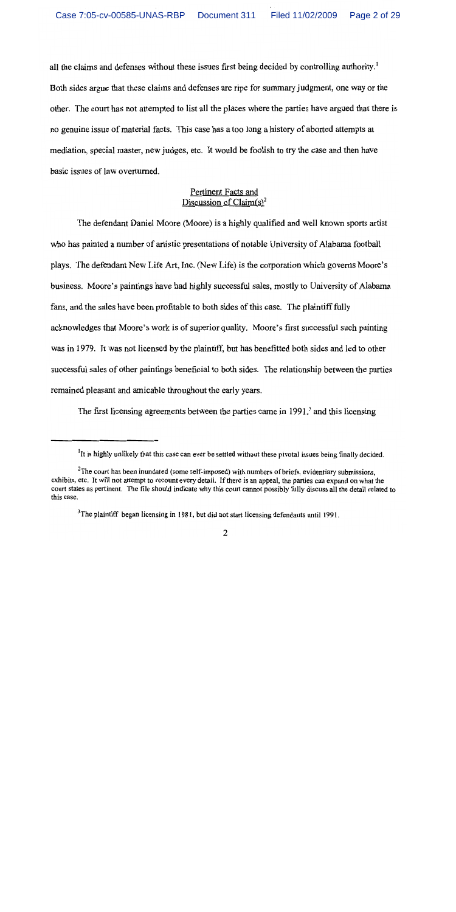all the claims and defenses without these issues first being decided by controlling authority.[1] Both sides argue that these claims and defenses are ripe for summary judgment, one way or the other. The court has not attempted to list all the places where the parties have argued that there is no genuine issue of material facts. This case has a too long a history of aborted attempts at mediation, special master, new judges, etc. It would be foolish to try the case and then have basic issues of law overturned.

## Pertinent Facts and Discussion of Claim(s)[2]

The defendant Daniel Moore (Moore) is a highly qualified and well known sports artist who has painted a number of artistic presentations of notable University of Alabama football plays. The defendant New Life Art, Inc. (New Life) is the corporation which governs Moore's business. Moore's paintings have had highly successful sales, mostly to University of Alabama fans, and the sales have been profitable to both sides of this case. The plaintiff fully acknowledges that Moore's work is of superior quality. Moore's first successful such painting was in 1979. It was not licensed by the plaintiff, but has benefitted both sides and led to other successful sales of other paintings beneficial to both sides. The relationship between the parties remained pleasant and amicable throughout the early years.

The first licensing agreements between the parties came in 1991,[3] and this licensing

---

[1] It is highly unlikely that this case can ever be settled without these pivotal issues being finally decided.

[2] The court has been inundated (some self-imposed) with numbers of briefs, evidentiary submissions, exhibits, etc. It will not attempt to recount every detail. If there is an appeal, the parties can expand on what the court states as pertinent. The file should indicate why this court cannot possibly fully discuss all the detail related to this case.

[3] The plaintiff began licensing in 1981, but did not start licensing defendants until 1991.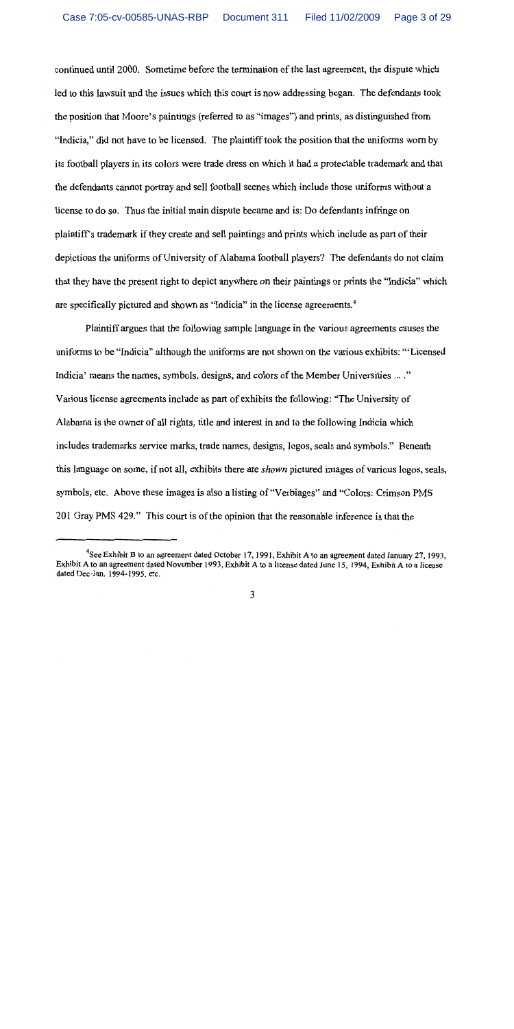continued until 2000. Sometime before the termination of the last agreement, the dispute which led to this lawsuit and the issues which this court is now addressing began. The defendants took the position that Moore's paintings (referred to as "images") and prints, as distinguished from "Indicia," did not have to be licensed. The plaintiff took the position that the uniforms worn by its football players in its colors were trade dress on which it had a protectable trademark and that the defendants cannot portray and sell football scenes which include those uniforms without a license to do so. Thus the initial main dispute became and is: Do defendants infringe on plaintiff's trademark if they create and sell paintings and prints which include as part of their depictions the uniforms of University of Alabama football players? The defendants do not claim that they have the present right to depict anywhere on their paintings or prints the "Indicia" which are specifically pictured and shown as "Indicia" in the license agreements.[4]

Plaintiff argues that the following sample language in the various agreements causes the uniforms to be "Indicia" although the uniforms are not shown on the various exhibits: "'Licensed Indicia' means the names, symbols, designs, and colors of the Member Universities ... ." Various license agreements include as part of exhibits the following: "The University of Alabama is the owner of all rights, title and interest in and to the following Indicia which includes trademarks service marks, trade names, designs, logos, seals and symbols." Beneath this language on some, if not all, exhibits there are *shown* pictured images of various logos, seals, symbols, etc. Above these images is also a listing of "Verbiages" and "Colors: Crimson PMS 201 Gray PMS 429." This court is of the opinion that the reasonable inference is that the

---

[4] See Exhibit B to an agreement dated October 17, 1991, Exhibit A to an agreement dated January 27, 1993, Exhibit A to an agreement dated November 1993, Exhibit A to a license dated June 15, 1994, Exhibit A to a license dated Dec-Jan. 1994-1995, etc.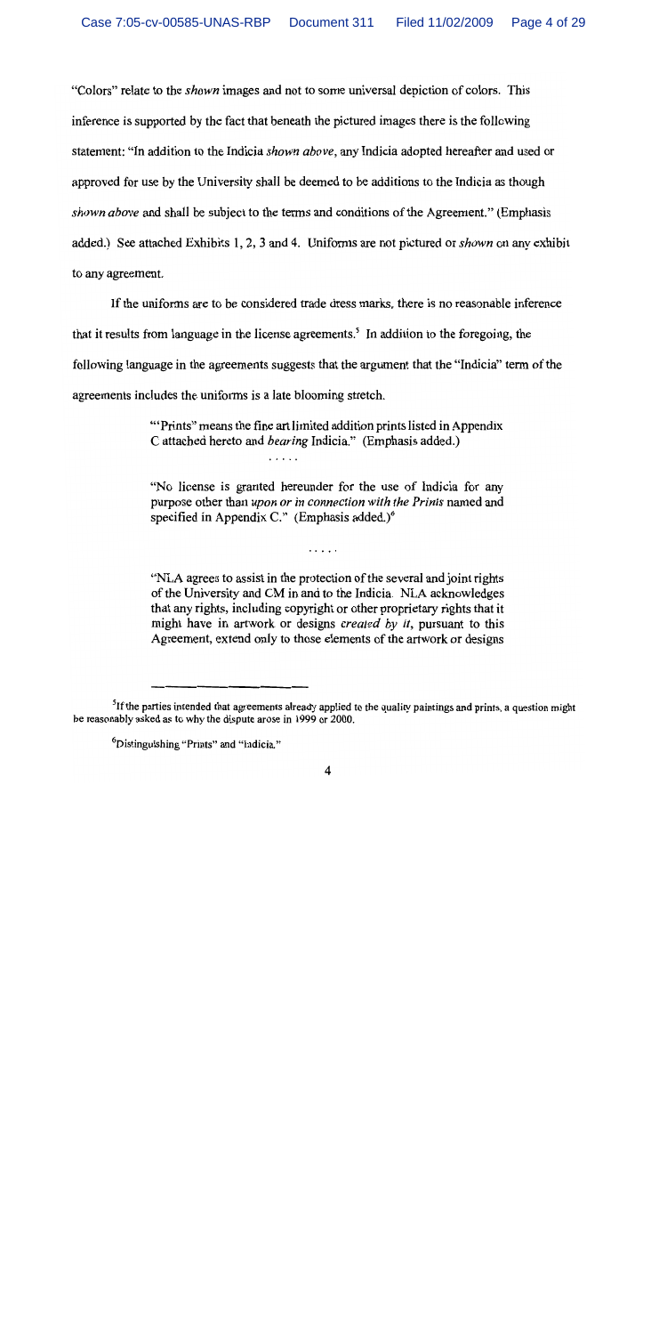"Colors" relate to the *shown* images and not to some universal depiction of colors. This inference is supported by the fact that beneath the pictured images there is the following statement: "In addition to the Indicia *shown above*, any Indicia adopted hereafter and used or approved for use by the University shall be deemed to be additions to the Indicia as though *shown above* and shall be subject to the terms and conditions of the Agreement." (Emphasis added.) See attached Exhibits 1, 2, 3 and 4. Uniforms are not pictured or *shown* on any exhibit to any agreement.

If the uniforms are to be considered trade dress marks, there is no reasonable inference that it results from language in the license agreements.[5] In addition to the foregoing, the following language in the agreements suggests that the argument that the "Indicia" term of the agreements includes the uniforms is a late blooming stretch.

> "'Prints" means the fine art limited addition prints listed in Appendix C attached hereto and *bearing* Indicia." (Emphasis added.)
>
> . . . . .
>
> "No license is granted hereunder for the use of Indicia for any purpose other than *upon or in connection with the Prints* named and specified in Appendix C." (Emphasis added.)[6]
>
> . . . . .
>
> "NLA agrees to assist in the protection of the several and joint rights of the University and CM in and to the Indicia. NLA acknowledges that any rights, including copyright or other proprietary rights that it might have in artwork or designs *created by it*, pursuant to this Agreement, extend only to those elements of the artwork or designs

---

[5] If the parties intended that agreements already applied to the quality paintings and prints, a question might be reasonably asked as to why the dispute arose in 1999 or 2000.

[6] Distinguishing "Prints" and "Indicia."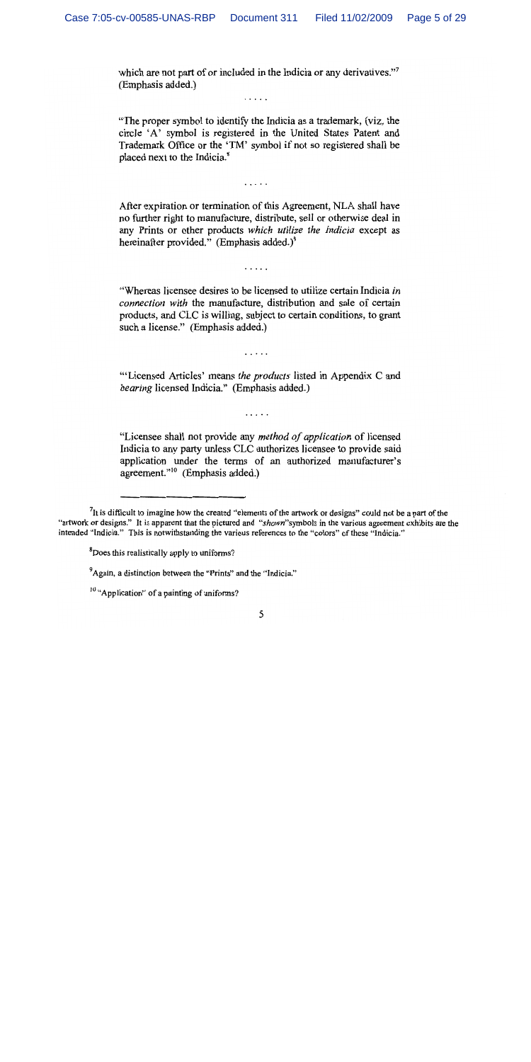which are not part of or included in the Indicia or any derivatives."[7] (Emphasis added.)

. . . . .

"The proper symbol to identify the Indicia as a trademark, (viz, the circle 'A' symbol is registered in the United States Patent and Trademark Office or the 'TM' symbol if not so registered shall be placed next to the Indicia.[8]

. . . . .

After expiration or termination of this Agreement, NLA shall have no further right to manufacture, distribute, sell or otherwise deal in any Prints or other products *which utilize the indicia* except as hereinafter provided." (Emphasis added.)[9]

. . . . .

"Whereas licensee desires to be licensed to utilize certain Indicia *in connection with* the manufacture, distribution and sale of certain products, and CLC is willing, subject to certain conditions, to grant such a license." (Emphasis added.)

. . . . .

"'Licensed Articles' means *the products* listed in Appendix C and *bearing* licensed Indicia." (Emphasis added.)

. . . . .

"Licensee shall not provide any *method of application* of licensed Indicia to any party unless CLC authorizes licensee to provide said application under the terms of an authorized manufacturer's agreement."[10] (Emphasis added.)

---

[7] It is difficult to imagine how the created "elements of the artwork or designs" could not be a part of the "artwork or designs." It is apparent that the pictured and "*shown*" symbols in the various agreement exhibits are the intended "Indicia." This is notwithstanding the various references to the "colors" of these "Indicia."

[8] Does this realistically apply to uniforms?

[9] Again, a distinction between the "Prints" and the "Indicia."

[10] "Application" of a painting of uniforms?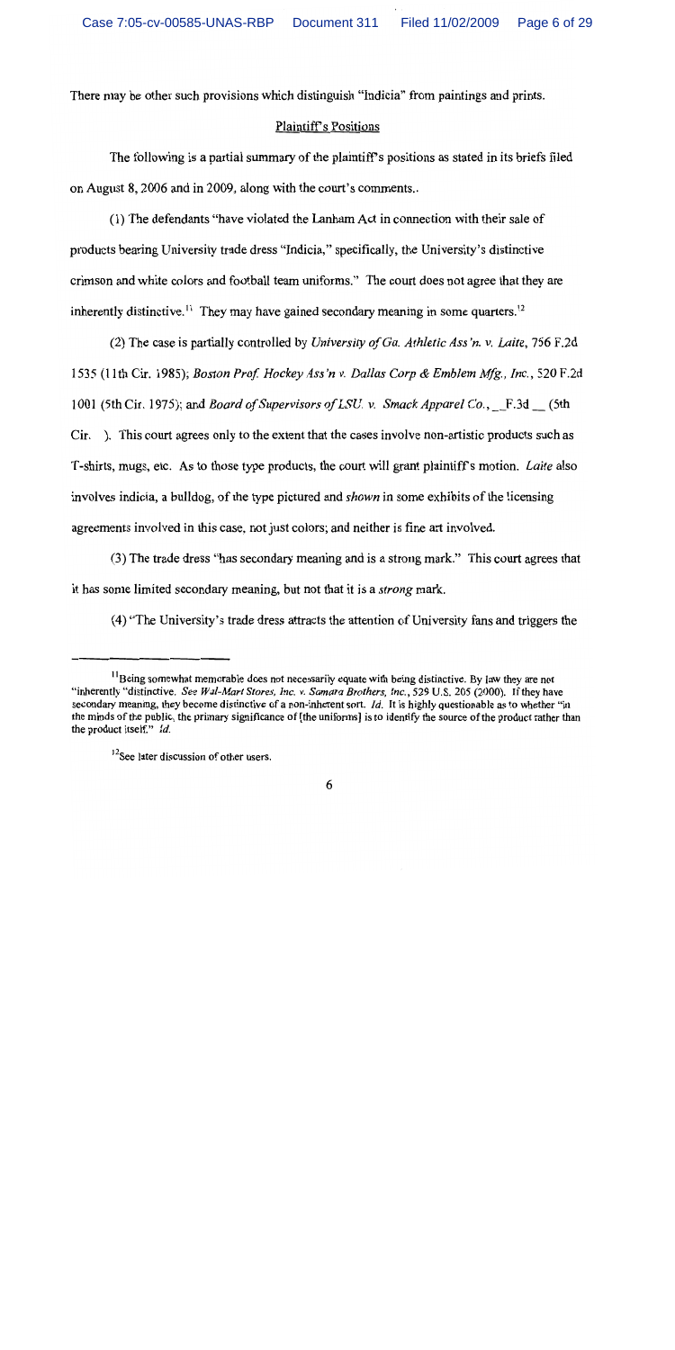There may be other such provisions which distinguish "Indicia" from paintings and prints.

## Plaintiff's Positions

The following is a partial summary of the plaintiff's positions as stated in its briefs filed on August 8, 2006 and in 2009, along with the court's comments..

(1) The defendants "have violated the Lanham Act in connection with their sale of products bearing University trade dress "Indicia," specifically, the University's distinctive crimson and white colors and football team uniforms." The court does not agree that they are inherently distinctive.[11] They may have gained secondary meaning in some quarters.[12]

(2) The case is partially controlled by *University of Ga. Athletic Ass'n. v. Laite*, 756 F.2d 1535 (11th Cir. 1985); *Boston Prof. Hockey Ass'n v. Dallas Corp & Emblem Mfg., Inc.*, 520 F.2d 1001 (5th Cir. 1975); and *Board of Supervisors of LSU. v. Smack Apparel Co.*, __F.3d __ (5th Cir. ). This court agrees only to the extent that the cases involve non-artistic products such as T-shirts, mugs, etc. As to those type products, the court will grant plaintiff's motion. *Laite* also involves indicia, a bulldog, of the type pictured and *shown* in some exhibits of the licensing agreements involved in this case, not just colors; and neither is fine art involved.

(3) The trade dress "has secondary meaning and is a strong mark." This court agrees that it has some limited secondary meaning, but not that it is a *strong* mark.

(4) "The University's trade dress attracts the attention of University fans and triggers the

---

[11] Being somewhat memorable does not necessarily equate with being distinctive. By law they are not "inherently "distinctive. *See Wal-Mart Stores, Inc. v. Samara Brothers, Inc.*, 529 U.S. 205 (2000). If they have secondary meaning, they become distinctive of a non-inherent sort. *Id.* It is highly questionable as to whether "in the minds of the public, the primary significance of [the uniforms] is to identify the source of the product rather than the product itself." *Id.*

[12] See later discussion of other users.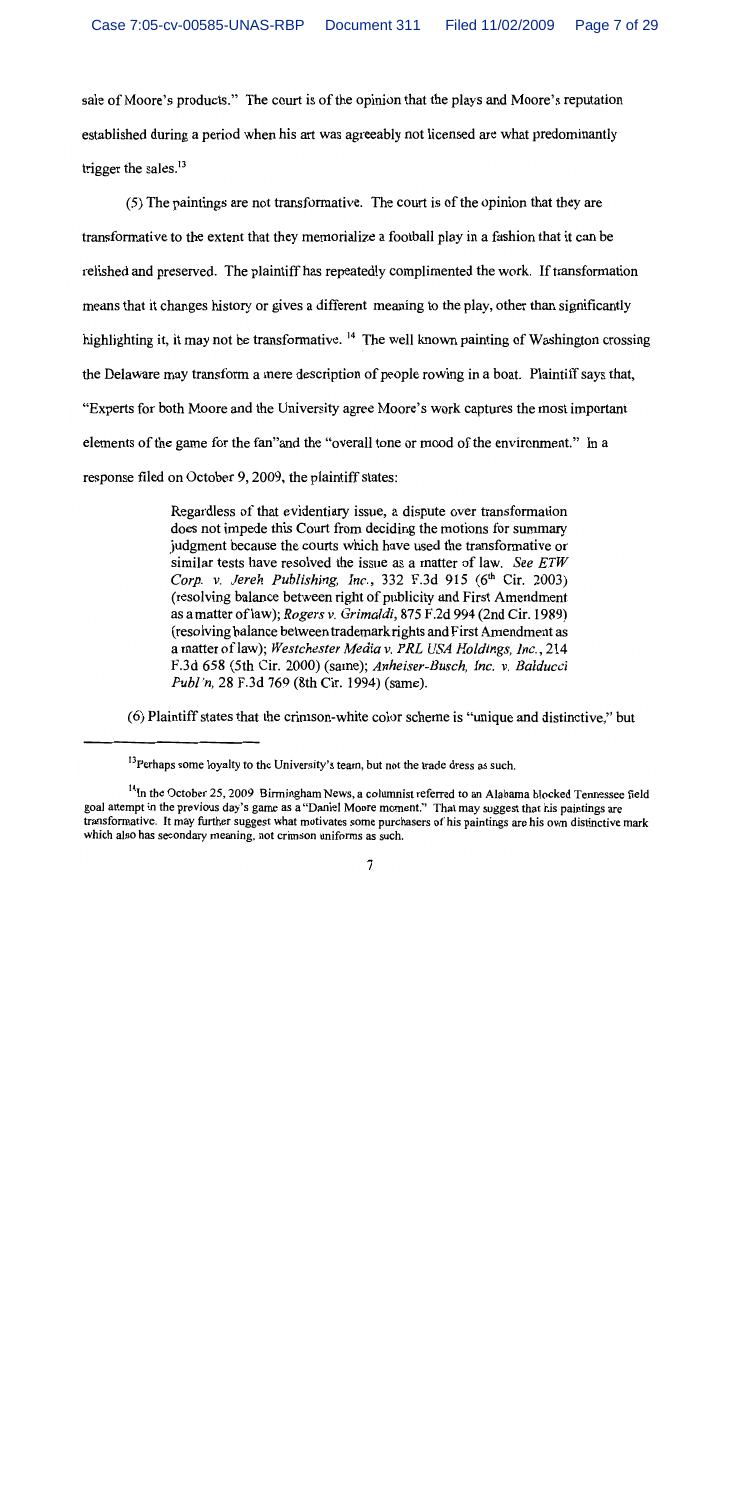sale of Moore's products." The court is of the opinion that the plays and Moore's reputation established during a period when his art was agreeably not licensed are what predominantly trigger the sales.[13]

(5) The paintings are not transformative. The court is of the opinion that they are transformative to the extent that they memorialize a football play in a fashion that it can be relished and preserved. The plaintiff has repeatedly complimented the work. If transformation means that it changes history or gives a different meaning to the play, other than significantly highlighting it, it may not be transformative. [14] The well known painting of Washington crossing the Delaware may transform a mere description of people rowing in a boat. Plaintiff says that, "Experts for both Moore and the University agree Moore's work captures the most important elements of the game for the fan"and the "overall tone or mood of the environment." In a response filed on October 9, 2009, the plaintiff states:

> Regardless of that evidentiary issue, a dispute over transformation does not impede this Court from deciding the motions for summary judgment because the courts which have used the transformative or similar tests have resolved the issue as a matter of law. *See ETW Corp. v. Jereh Publishing, Inc.*, 332 F.3d 915 (6th Cir. 2003) (resolving balance between right of publicity and First Amendment as a matter of law); *Rogers v. Grimaldi*, 875 F.2d 994 (2nd Cir. 1989) (resolving balance between trademark rights and First Amendment as a matter of law); *Westchester Media v. PRL USA Holdings, Inc.*, 214 F.3d 658 (5th Cir. 2000) (same); *Anheiser-Busch, Inc. v. Balducci Publ'n*, 28 F.3d 769 (8th Cir. 1994) (same).

(6) Plaintiff states that the crimson-white color scheme is "unique and distinctive," but

---

[13] Perhaps some loyalty to the University's team, but not the trade dress as such.

[14] In the October 25, 2009 Birmingham News, a columnist referred to an Alabama blocked Tennessee field goal attempt in the previous day's game as a "Daniel Moore moment." That may suggest that his paintings are transformative. It may further suggest what motivates some purchasers of his paintings are his own distinctive mark which also has secondary meaning, not crimson uniforms as such.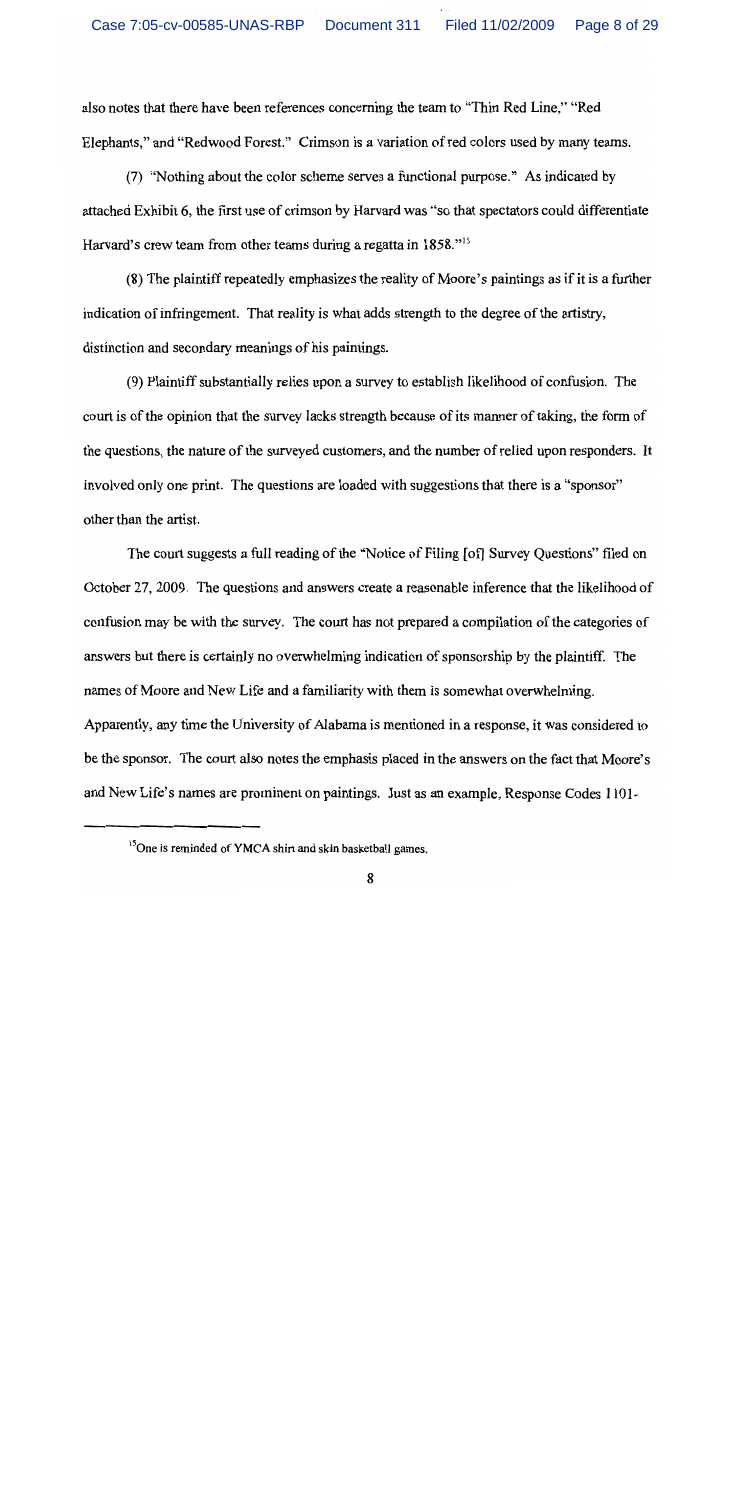also notes that there have been references concerning the team to "Thin Red Line," "Red Elephants," and "Redwood Forest." Crimson is a variation of red colors used by many teams.

(7) "Nothing about the color scheme serves a functional purpose." As indicated by attached Exhibit 6, the first use of crimson by Harvard was "so that spectators could differentiate Harvard's crew team from other teams during a regatta in 1858."[15]

(8) The plaintiff repeatedly emphasizes the reality of Moore's paintings as if it is a further indication of infringement. That reality is what adds strength to the degree of the artistry, distinction and secondary meanings of his paintings.

(9) Plaintiff substantially relies upon a survey to establish likelihood of confusion. The court is of the opinion that the survey lacks strength because of its manner of taking, the form of the questions, the nature of the surveyed customers, and the number of relied upon responders. It involved only one print. The questions are loaded with suggestions that there is a "sponsor" other than the artist.

The court suggests a full reading of the "Notice of Filing [of] Survey Questions" filed on October 27, 2009. The questions and answers create a reasonable inference that the likelihood of confusion may be with the survey. The court has not prepared a compilation of the categories of answers but there is certainly no overwhelming indication of sponsorship by the plaintiff. The names of Moore and New Life and a familiarity with them is somewhat overwhelming. Apparently, any time the University of Alabama is mentioned in a response, it was considered to be the sponsor. The court also notes the emphasis placed in the answers on the fact that Moore's and New Life's names are prominent on paintings. Just as an example, Response Codes 1101-

[15] One is reminded of YMCA shirt and skin basketball games.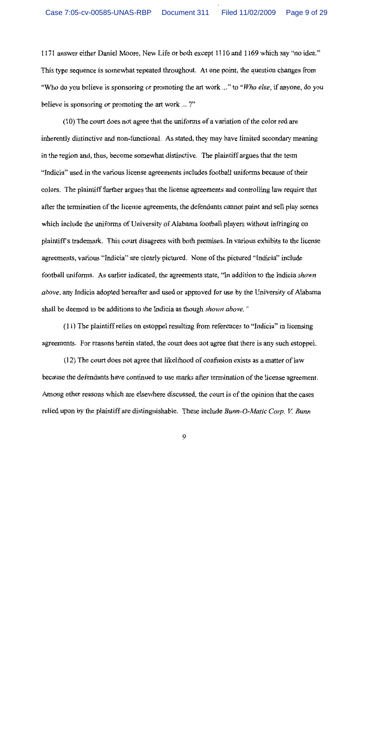1171 answer either Daniel Moore, New Life or both except 1110 and 1169 which say "no idea." This type sequence is somewhat repeated throughout. At one point, the question changes from "Who do you believe is sponsoring or promoting the art work ..." to "*Who else*, if anyone, do you believe is sponsoring or promoting the art work ... ?"

(10) The court does not agree that the uniforms of a variation of the color red are inherently distinctive and non-functional. As stated, they may have limited secondary meaning in the region and, thus, become somewhat distinctive. The plaintiff argues that the term "Indicia" used in the various license agreements includes football uniforms because of their colors. The plaintiff further argues that the license agreements and controlling law require that after the termination of the license agreements, the defendants cannot paint and sell play scenes which include the uniforms of University of Alabama football players without infringing on plaintiff's trademark. This court disagrees with both premises. In various exhibits to the license agreements, various "Indicia" are clearly pictured. None of the pictured "Indicia" include football uniforms. As earlier indicated, the agreements state, "In addition to the Indicia *shown above*, any Indicia adopted hereafter and used or approved for use by the University of Alabama shall be deemed to be additions to the Indicia as though *shown above*."

(11) The plaintiff relies on estoppel resulting from references to "Indicia" in licensing agreements. For reasons herein stated, the court does not agree that there is any such estoppel.

(12) The court does not agree that likelihood of confusion exists as a matter of law because the defendants have continued to use marks after termination of the license agreement. Among other reasons which are elsewhere discussed, the court is of the opinion that the cases relied upon by the plaintiff are distinguishable. These include *Bunn-O-Matic Corp. V. Bunn*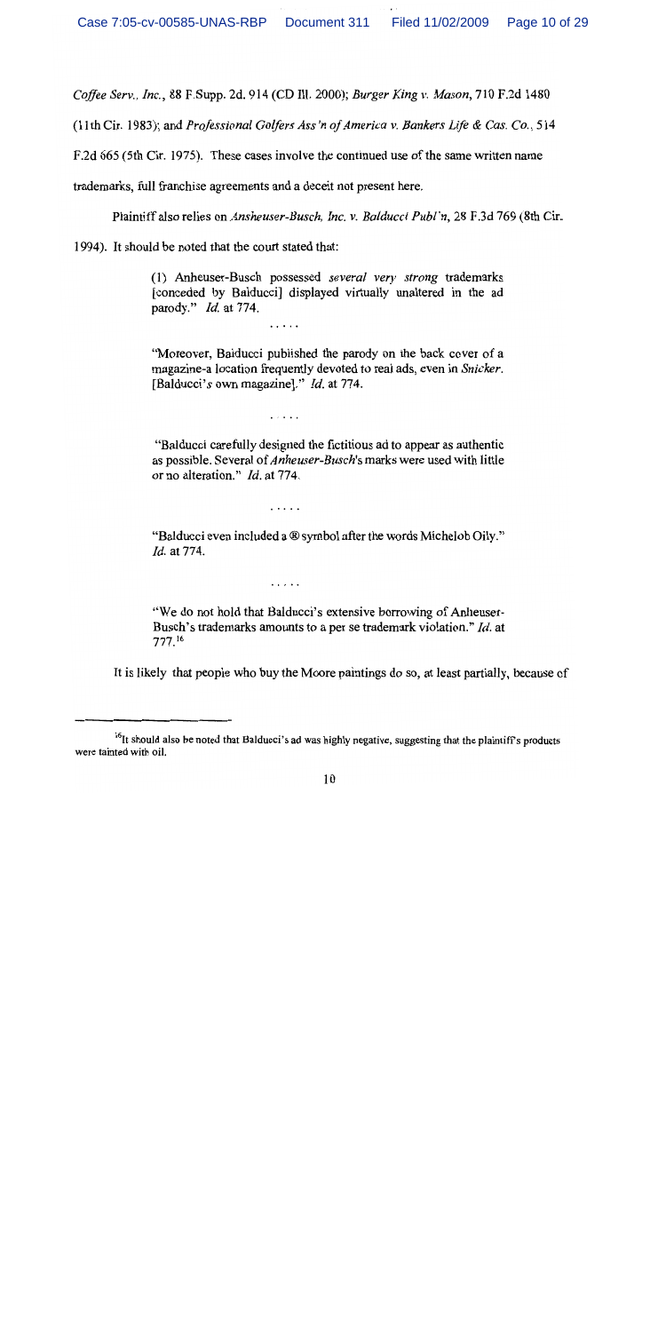*Coffee Serv., Inc.*, 88 F.Supp. 2d. 914 (CD Ill. 2000); *Burger King v. Mason*, 710 F.2d 1480 (11th Cir. 1983); and *Professional Golfers Ass'n of America v. Bankers Life & Cas. Co.*, 514 F.2d 665 (5th Cir. 1975). These cases involve the continued use of the same written name trademarks, full franchise agreements and a deceit not present here.

Plaintiff also relies on *Ansheuser-Busch, Inc. v. Balducci Publ'n*, 28 F.3d 769 (8th Cir. 1994). It should be noted that the court stated that:

> (1) Anheuser-Busch possessed *several very strong* trademarks [conceded by Balducci] displayed virtually unaltered in the ad parody." *Id.* at 774.
>
> . . . . .
>
> "Moreover, Balducci published the parody on the back cover of a magazine-a location frequently devoted to real ads, even in *Snicker*. [Balducci's own magazine]." *Id.* at 774.
>
> . . . . .
>
> "Balducci carefully designed the fictitious ad to appear as authentic as possible. Several of *Anheuser-Busch*'s marks were used with little or no alteration." *Id.* at 774.
>
> . . . . .
>
> "Balducci even included a ® symbol after the words Michelob Oily." *Id.* at 774.
>
> . . . . .
>
> "We do not hold that Balducci's extensive borrowing of Anheuser-Busch's trademarks amounts to a per se trademark violation." *Id.* at 777.[16]

It is likely that people who buy the Moore paintings do so, at least partially, because of

---

[16]It should also be noted that Balducci's ad was highly negative, suggesting that the plaintiff's products were tainted with oil.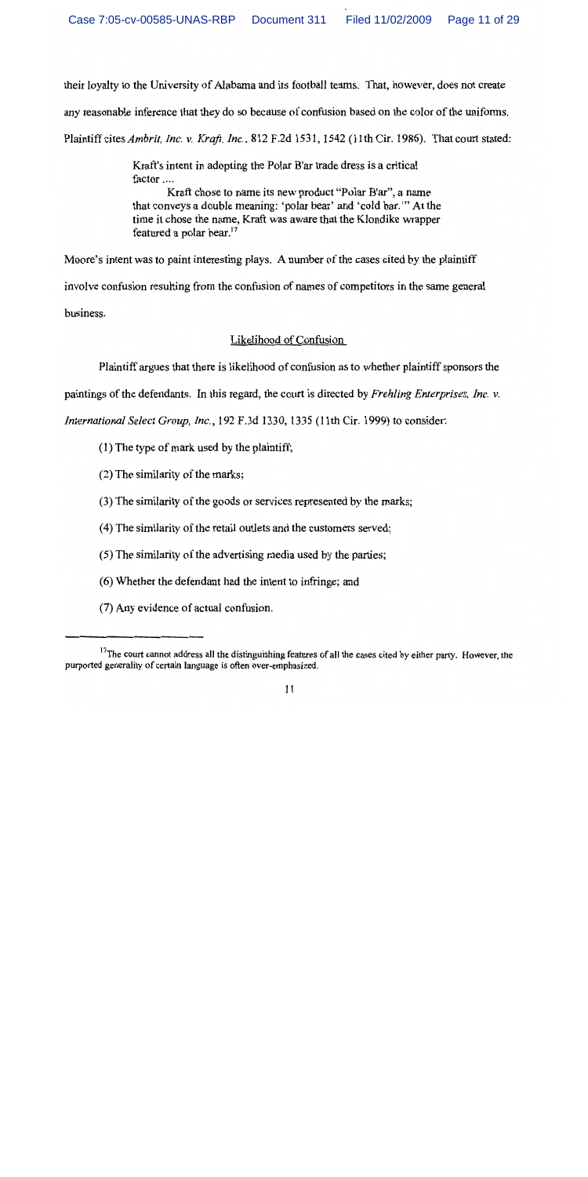their loyalty to the University of Alabama and its football teams. That, however, does not create any reasonable inference that they do so because of confusion based on the color of the uniforms. Plaintiff cites *Ambrit, Inc. v. Kraft, Inc.*, 812 F.2d 1531, 1542 (11th Cir. 1986). That court stated:

> Kraft's intent in adopting the Polar B'ar trade dress is a critical factor ....
>
> Kraft chose to name its new product "Polar B'ar", a name that conveys a double meaning: 'polar bear' and 'cold bar.'" At the time it chose the name, Kraft was aware that the Klondike wrapper featured a polar bear.[17]

Moore's intent was to paint interesting plays. A number of the cases cited by the plaintiff involve confusion resulting from the confusion of names of competitors in the same general business.

## Likelihood of Confusion

Plaintiff argues that there is likelihood of confusion as to whether plaintiff sponsors the paintings of the defendants. In this regard, the court is directed by *Frehling Enterprises, Inc. v. International Select Group, Inc.*, 192 F.3d 1330, 1335 (11th Cir. 1999) to consider:

(1) The type of mark used by the plaintiff;

(2) The similarity of the marks;

(3) The similarity of the goods or services represented by the marks;

(4) The similarity of the retail outlets and the customers served;

(5) The similarity of the advertising media used by the parties;

(6) Whether the defendant had the intent to infringe; and

(7) Any evidence of actual confusion.

---

[17] The court cannot address all the distinguishing features of all the cases cited by either party. However, the purported generality of certain language is often over-emphasized.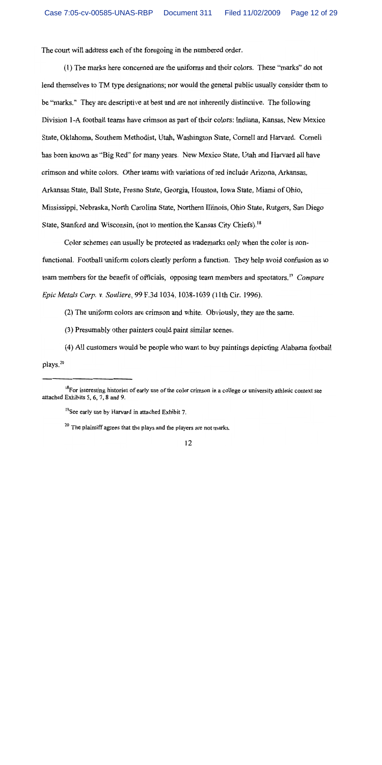The court will address each of the foregoing in the numbered order.

(1) The marks here concerned are the uniforms and their colors. These "marks" do not lend themselves to TM type designations; nor would the general public usually consider them to be "marks." They are descriptive at best and are not inherently distinctive. The following Division 1-A football teams have crimson as part of their colors: Indiana, Kansas, New Mexico State, Oklahoma, Southern Methodist, Utah, Washington State, Cornell and Harvard. Cornell has been known as "Big Red" for many years. New Mexico State, Utah and Harvard all have crimson and white colors. Other teams with variations of red include Arizona, Arkansas, Arkansas State, Ball State, Fresno State, Georgia, Houston, Iowa State, Miami of Ohio, Mississippi, Nebraska, North Carolina State, Northern Illinois, Ohio State, Rutgers, San Diego State, Stanford and Wisconsin, (not to mention the Kansas City Chiefs).[18]

Color schemes can usually be protected as trademarks only when the color is non-functional. Football uniform colors clearly perform a function. They help avoid confusion as to team members for the benefit of officials, opposing team members and spectators.[19] *Compare Epic Metals Corp. v. Souliere*, 99 F.3d 1034, 1038-1039 (11th Cir. 1996).

(2) The uniform colors are crimson and white. Obviously, they are the same.

(3) Presumably other painters could paint similar scenes.

(4) All customers would be people who want to buy paintings depicting Alabama football plays.[20]

---

[18] For interesting histories of early use of the color crimson in a college or university athletic context see attached Exhibits 5, 6, 7, 8 and 9.

[19] See early use by Harvard in attached Exhibit 7.

[20] The plaintiff agrees that the plays and the players are not marks.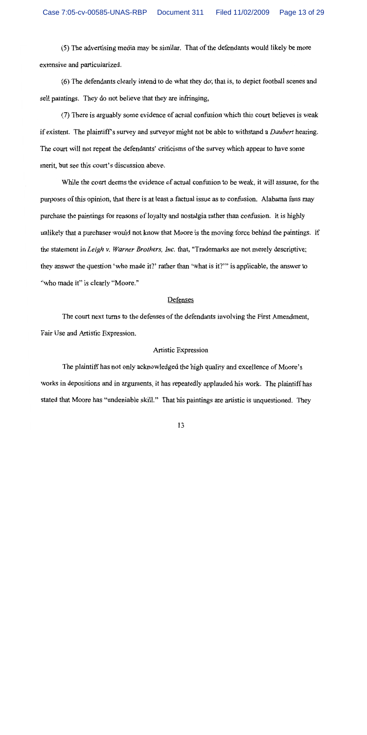(5) The advertising media may be similar. That of the defendants would likely be more extensive and particularized.

(6) The defendants clearly intend to do what they do; that is, to depict football scenes and sell paintings. They do not believe that they are infringing,

(7) There is arguably some evidence of actual confusion which this court believes is weak if existent. The plaintiff's survey and surveyor might not be able to withstand a *Daubert* hearing. The court will not repeat the defendants' criticisms of the survey which appear to have some merit, but see this court's discussion above.

While the court deems the evidence of actual confusion to be weak, it will assume, for the purposes of this opinion, that there is at least a factual issue as to confusion. Alabama fans may purchase the paintings for reasons of loyalty and nostalgia rather than confusion. It is highly unlikely that a purchaser would not know that Moore is the moving force behind the paintings. If the statement in *Leigh v. Warner Brothers, Inc.* that, "Trademarks are not merely descriptive; they answer the question 'who made it?' rather than 'what is it?'" is applicable, the answer to "who made it" is clearly "Moore."

## Defenses

The court next turns to the defenses of the defendants involving the First Amendment, Fair Use and Artistic Expression.

### Artistic Expression

The plaintiff has not only acknowledged the high quality and excellence of Moore's works in depositions and in arguments, it has repeatedly applauded his work. The plaintiff has stated that Moore has "undeniable skill." That his paintings are artistic is unquestioned. They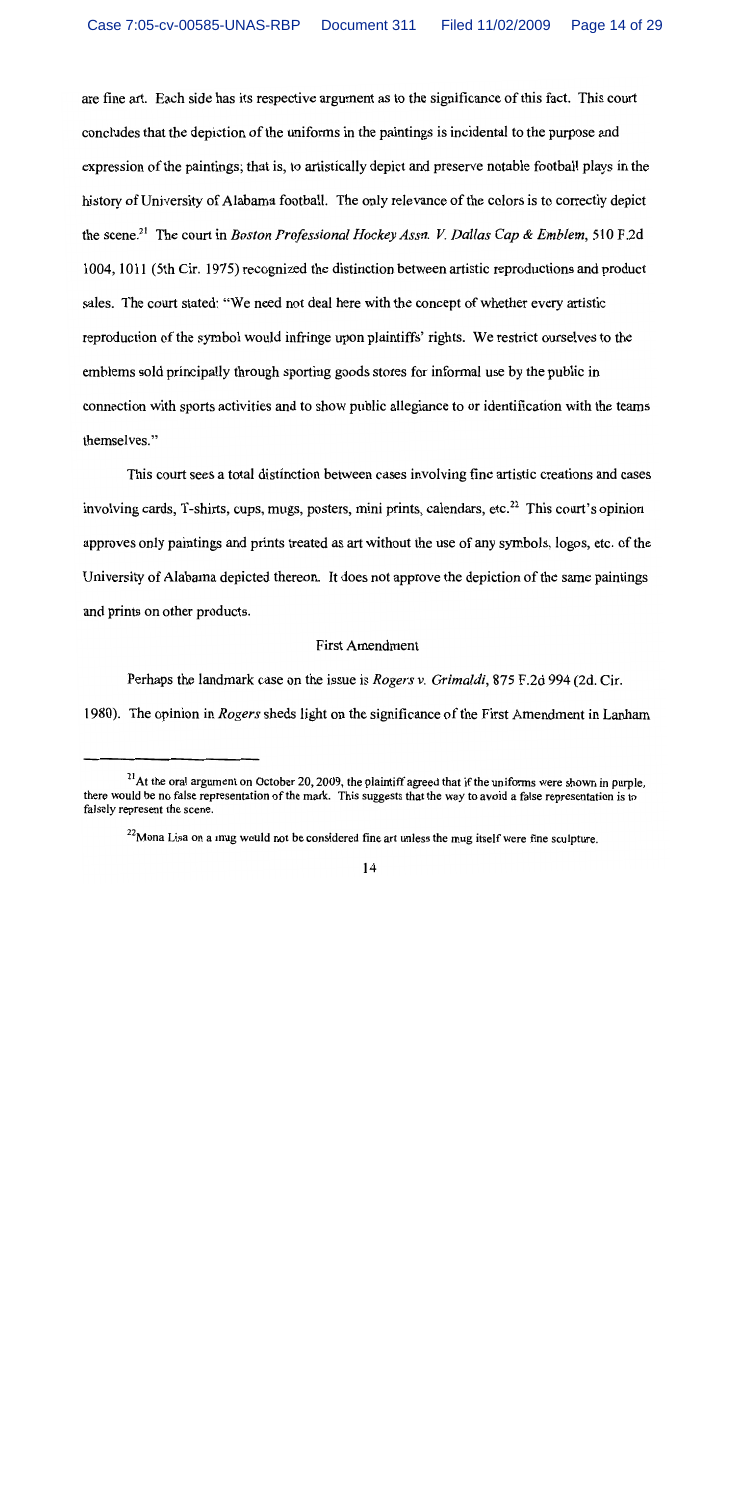are fine art. Each side has its respective argument as to the significance of this fact. This court concludes that the depiction of the uniforms in the paintings is incidental to the purpose and expression of the paintings; that is, to artistically depict and preserve notable football plays in the history of University of Alabama football. The only relevance of the colors is to correctly depict the scene.[21] The court in *Boston Professional Hockey Assn. V. Dallas Cap & Emblem*, 510 F.2d 1004, 1011 (5th Cir. 1975) recognized the distinction between artistic reproductions and product sales. The court stated: "We need not deal here with the concept of whether every artistic reproduction of the symbol would infringe upon plaintiffs' rights. We restrict ourselves to the emblems sold principally through sporting goods stores for informal use by the public in connection with sports activities and to show public allegiance to or identification with the teams themselves."

This court sees a total distinction between cases involving fine artistic creations and cases involving cards, T-shirts, cups, mugs, posters, mini prints, calendars, etc.[22] This court's opinion approves only paintings and prints treated as art without the use of any symbols, logos, etc. of the University of Alabama depicted thereon. It does not approve the depiction of the same paintings and prints on other products.

## First Amendment

Perhaps the landmark case on the issue is *Rogers v. Grimaldi*, 875 F.2d 994 (2d. Cir. 1980). The opinion in *Rogers* sheds light on the significance of the First Amendment in Lanham

---

[21] At the oral argument on October 20, 2009, the plaintiff agreed that if the uniforms were shown in purple, there would be no false representation of the mark. This suggests that the way to avoid a false representation is to falsely represent the scene.

[22] Mona Lisa on a mug would not be considered fine art unless the mug itself were fine sculpture.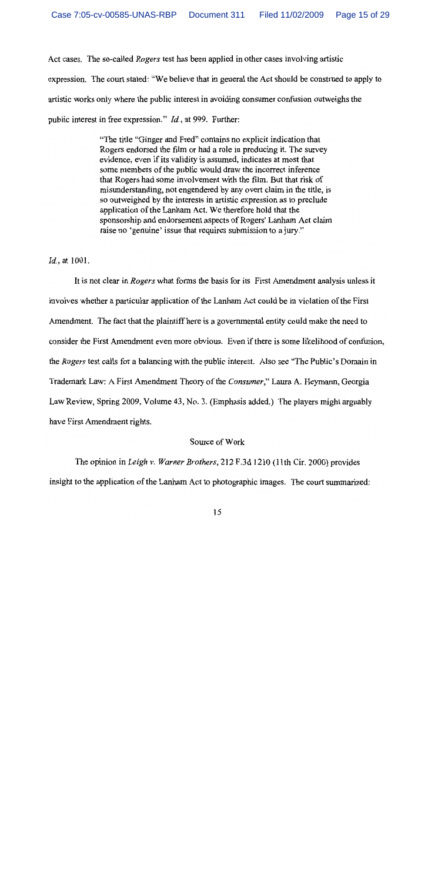Act cases. The so-called *Rogers* test has been applied in other cases involving artistic expression. The court stated: "We believe that in general the Act should be construed to apply to artistic works only where the public interest in avoiding consumer confusion outweighs the public interest in free expression." *Id.*, at 999. Further:

> "The title "Ginger and Fred" contains no explicit indication that Rogers endorsed the film or had a role in producing it. The survey evidence, even if its validity is assumed, indicates at most that some members of the public would draw the incorrect inference that Rogers had some involvement with the film. But that risk of misunderstanding, not engendered by any overt claim in the title, is so outweighed by the interests in artistic expression as to preclude application of the Lanham Act. We therefore hold that the sponsorship and endorsement aspects of Rogers' Lanham Act claim raise no 'genuine' issue that requires submission to a jury."

*Id.*, at 1001.

It is not clear in *Rogers* what forms the basis for its First Amendment analysis unless it involves whether a particular application of the Lanham Act could be in violation of the First Amendment. The fact that the plaintiff here is a governmental entity could make the need to consider the First Amendment even more obvious. Even if there is some likelihood of confusion, the *Rogers* test calls for a balancing with the public interest. Also see "The Public's Domain in Trademark Law: A First Amendment Theory of the *Consumer*," Laura A. Heymann, Georgia Law Review, Spring 2009, Volume 43, No. 3. (Emphasis added.) The players might arguably have First Amendment rights.

## Source of Work

The opinion in *Leigh v. Warner Brothers*, 212 F.3d 1210 (11th Cir. 2000) provides insight to the application of the Lanham Act to photographic images. The court summarized: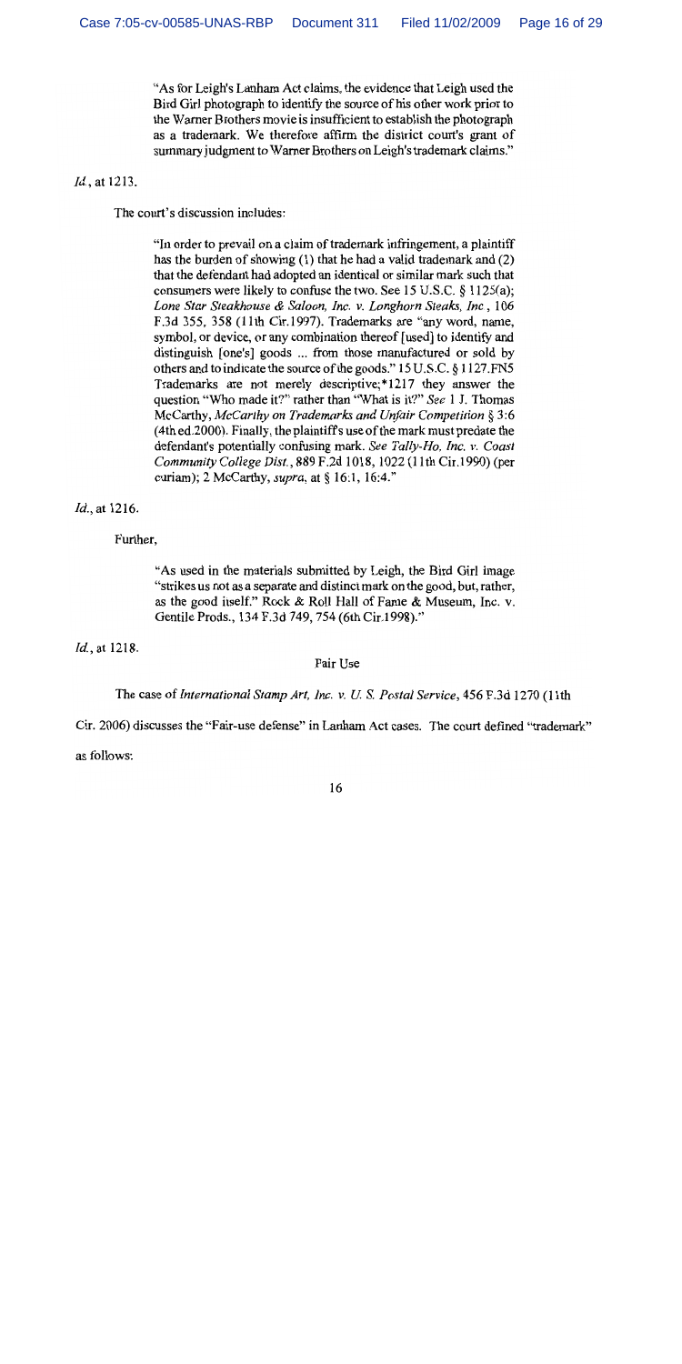> "As for Leigh's Lanham Act claims, the evidence that Leigh used the Bird Girl photograph to identify the source of his other work prior to the Warner Brothers movie is insufficient to establish the photograph as a trademark. We therefore affirm the district court's grant of summary judgment to Warner Brothers on Leigh's trademark claims."

*Id.*, at 1213.

The court's discussion includes:

> "In order to prevail on a claim of trademark infringement, a plaintiff has the burden of showing (1) that he had a valid trademark and (2) that the defendant had adopted an identical or similar mark such that consumers were likely to confuse the two. See 15 U.S.C. § 1125(a); *Lone Star Steakhouse & Saloon, Inc. v. Longhorn Steaks, Inc*, 106 F.3d 355, 358 (11th Cir.1997). Trademarks are "any word, name, symbol, or device, or any combination thereof [used] to identify and distinguish [one's] goods ... from those manufactured or sold by others and to indicate the source of the goods." 15 U.S.C. § 1127.FN5 Trademarks are not merely descriptive;*1217 they answer the question "Who made it?" rather than "What is it?" *See* 1 J. Thomas McCarthy, *McCarthy on Trademarks and Unfair Competition* § 3:6 (4th ed.2000). Finally, the plaintiff's use of the mark must predate the defendant's potentially confusing mark. *See Tally-Ho, Inc. v. Coast Community College Dist.*, 889 F.2d 1018, 1022 (11th Cir.1990) (per curiam); 2 McCarthy, *supra*, at § 16:1, 16:4."

*Id.*, at 1216.

Further,

> "As used in the materials submitted by Leigh, the Bird Girl image "strikes us not as a separate and distinct mark on the good, but, rather, as the good itself." Rock & Roll Hall of Fame & Museum, Inc. v. Gentile Prods., 134 F.3d 749, 754 (6th Cir.1998)."

*Id.*, at 1218.

## Fair Use

The case of *International Stamp Art, Inc. v. U. S. Postal Service*, 456 F.3d 1270 (11th Cir. 2006) discusses the "Fair-use defense" in Lanham Act cases. The court defined "trademark" as follows: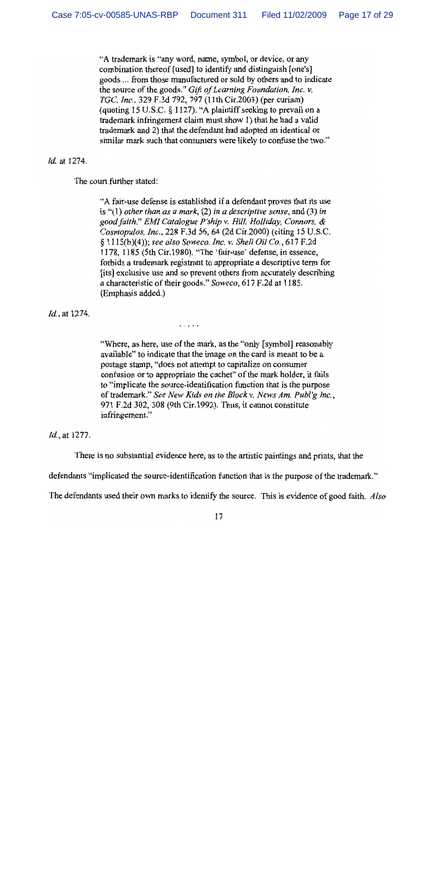> "A trademark is "any word, name, symbol, or device, or any combination thereof [used] to identify and distinguish [one's] goods ... from those manufactured or sold by others and to indicate the source of the goods." *Gift of Learning Foundation, Inc. v. TGC, Inc.*, 329 F.3d 792, 797 (11th Cir.2003) (per curiam) (quoting 15 U.S.C. § 1127). "A plaintiff seeking to prevail on a trademark infringement claim must show 1) that he had a valid trademark and 2) that the defendant had adopted an identical or similar mark such that consumers were likely to confuse the two."

*Id.* at 1274.

The court further stated:

> "A fair-use defense is established if a defendant proves that its use is "(1) *other than as a mark*, (2) *in a descriptive sense*, and (3) *in good faith*." *EMI Catalogue P'ship v. Hill, Holliday, Connors, & Cosmopulos, Inc.*, 228 F.3d 56, 64 (2d Cir.2000) (citing 15 U.S.C. § 1115(b)(4)); *see also Soweco, Inc. v. Shell Oil Co.*, 617 F.2d 1178, 1185 (5th Cir.1980). "The 'fair-use' defense, in essence, forbids a trademark registrant to appropriate a descriptive term for [its] exclusive use and so prevent others from accurately describing a characteristic of their goods." *Soweco*, 617 F.2d at 1185. (Emphasis added.)

*Id.*, at 1274.

. . . . .

> "Where, as here, use of the mark, as the "only [symbol] reasonably available" to indicate that the image on the card is meant to be a postage stamp, "does not attempt to capitalize on consumer confusion or to appropriate the cachet" of the mark holder, it fails to "implicate the source-identification function that is the purpose of trademark." *See New Kids on the Block v. News Am. Publ'g Inc.*, 971 F.2d 302, 308 (9th Cir.1992). Thus, it cannot constitute infringement."

*Id.*, at 1277.

There is no substantial evidence here, as to the artistic paintings and prints, that the defendants "implicated the source-identification function that is the purpose of the trademark." The defendants used their own marks to identify the source. This is evidence of good faith. *Also*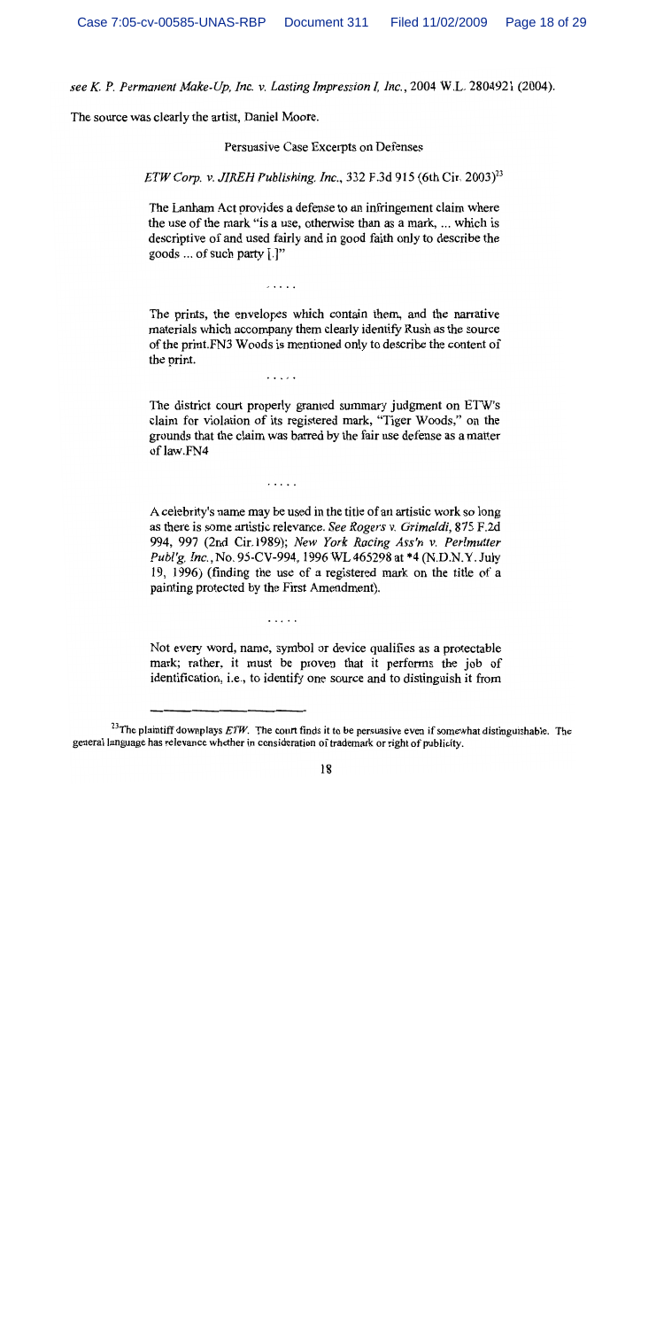*see K. P. Permanent Make-Up, Inc. v. Lasting Impression I, Inc.*, 2004 W.L. 2804921 (2004).

The source was clearly the artist, Daniel Moore.

Persuasive Case Excerpts on Defenses

*ETW Corp. v. JIREH Publishing, Inc.*, 332 F.3d 915 (6th Cir. 2003)[23]

> The Lanham Act provides a defense to an infringement claim where the use of the mark "is a use, otherwise than as a mark, ... which is descriptive of and used fairly and in good faith only to describe the goods ... of such party [.]"
>
> .....
>
> The prints, the envelopes which contain them, and the narrative materials which accompany them clearly identify Rush as the source of the print.FN3 Woods is mentioned only to describe the content of the print.
>
> .....
>
> The district court properly granted summary judgment on ETW's claim for violation of its registered mark, "Tiger Woods," on the grounds that the claim was barred by the fair use defense as a matter of law.FN4
>
> .....
>
> A celebrity's name may be used in the title of an artistic work so long as there is some artistic relevance. *See Rogers v. Grimaldi*, 875 F.2d 994, 997 (2nd Cir.1989); *New York Racing Ass'n v. Perlmutter Publ'g. Inc.*, No. 95-CV-994, 1996 WL 465298 at *4 (N.D.N.Y. July 19, 1996) (finding the use of a registered mark on the title of a painting protected by the First Amendment).
>
> .....
>
> Not every word, name, symbol or device qualifies as a protectable mark; rather, it must be proven that it performs the job of identification, i.e., to identify one source and to distinguish it from

---

[23] The plaintiff downplays *ETW*. The court finds it to be persuasive even if somewhat distinguishable. The general language has relevance whether in consideration of trademark or right of publicity.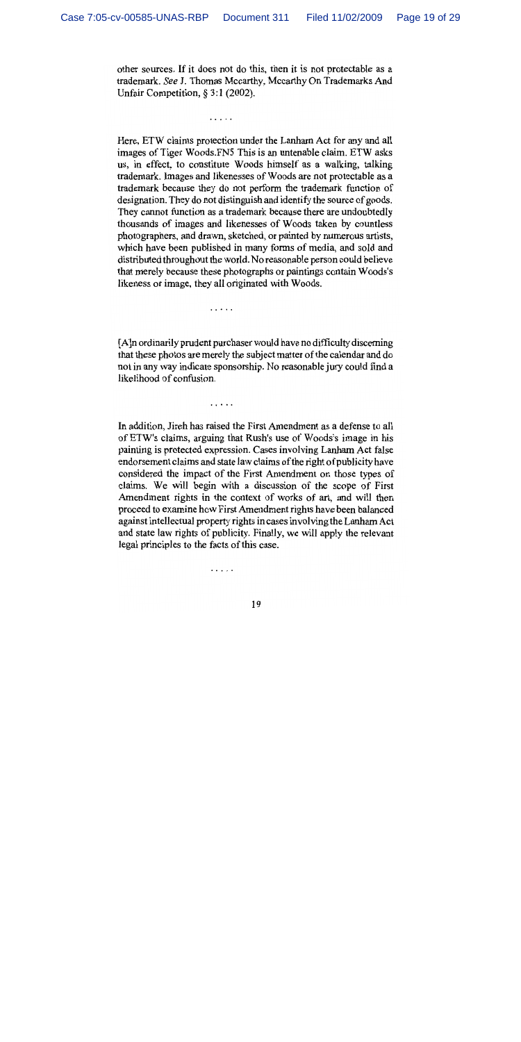other sources. If it does not do this, then it is not protectable as a trademark. *See* J. Thomas Mccarthy, Mccarthy On Trademarks And Unfair Competition, § 3:1 (2002).

. . . . .

Here, ETW claims protection under the Lanham Act for any and all images of Tiger Woods.FN5 This is an untenable claim. ETW asks us, in effect, to constitute Woods himself as a walking, talking trademark. Images and likenesses of Woods are not protectable as a trademark because they do not perform the trademark function of designation. They do not distinguish and identify the source of goods. They cannot function as a trademark because there are undoubtedly thousands of images and likenesses of Woods taken by countless photographers, and drawn, sketched, or painted by numerous artists, which have been published in many forms of media, and sold and distributed throughout the world. No reasonable person could believe that merely because these photographs or paintings contain Woods's likeness or image, they all originated with Woods.

. . . . .

[A]n ordinarily prudent purchaser would have no difficulty discerning that these photos are merely the subject matter of the calendar and do not in any way indicate sponsorship. No reasonable jury could find a likelihood of confusion.

. . . . .

In addition, Jireh has raised the First Amendment as a defense to all of ETW's claims, arguing that Rush's use of Woods's image in his painting is protected expression. Cases involving Lanham Act false endorsement claims and state law claims of the right of publicity have considered the impact of the First Amendment on those types of claims. We will begin with a discussion of the scope of First Amendment rights in the context of works of art, and will then proceed to examine how First Amendment rights have been balanced against intellectual property rights in cases involving the Lanham Act and state law rights of publicity. Finally, we will apply the relevant legal principles to the facts of this case.

. . . . .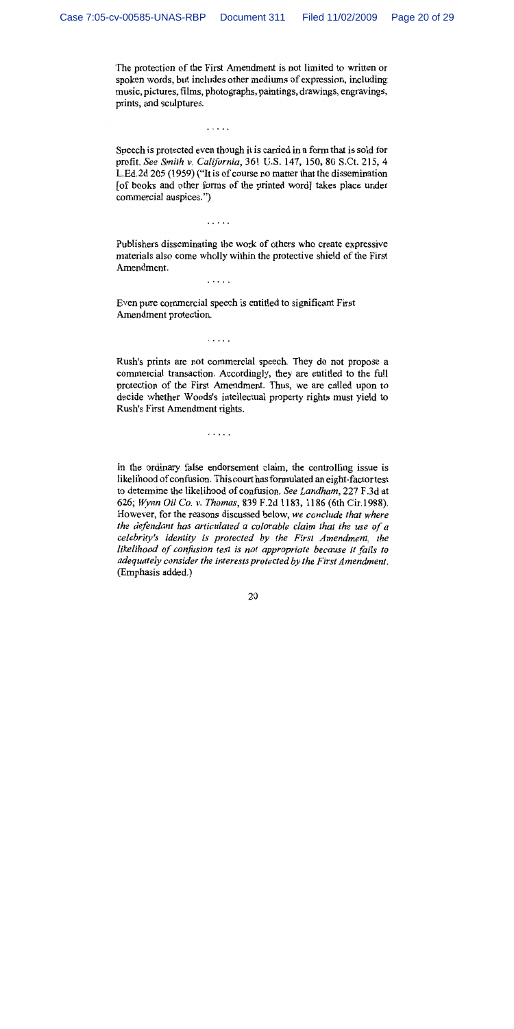The protection of the First Amendment is not limited to written or spoken words, but includes other mediums of expression, including music, pictures, films, photographs, paintings, drawings, engravings, prints, and sculptures.

. . . . .

Speech is protected even though it is carried in a form that is sold for profit. *See Smith v. California*, 361 U.S. 147, 150, 80 S.Ct. 215, 4 L.Ed.2d 205 (1959) ("It is of course no matter that the dissemination [of books and other forms of the printed word] takes place under commercial auspices.")

. . . . .

Publishers disseminating the work of others who create expressive materials also come wholly within the protective shield of the First Amendment.

. . . . .

Even pure commercial speech is entitled to significant First Amendment protection.

. . . . .

Rush's prints are not commercial speech. They do not propose a commercial transaction. Accordingly, they are entitled to the full protection of the First Amendment. Thus, we are called upon to decide whether Woods's intellectual property rights must yield to Rush's First Amendment rights.

. . . . .

In the ordinary false endorsement claim, the controlling issue is likelihood of confusion. This court has formulated an eight-factor test to determine the likelihood of confusion. *See Landham*, 227 F.3d at 626; *Wynn Oil Co. v. Thomas*, 839 F.2d 1183, 1186 (6th Cir.1988). However, for the reasons discussed below, *we conclude that where the defendant has articulated a colorable claim that the use of a celebrity's identity is protected by the First Amendment, the likelihood of confusion test is not appropriate because it fails to adequately consider the interests protected by the First Amendment.* (Emphasis added.)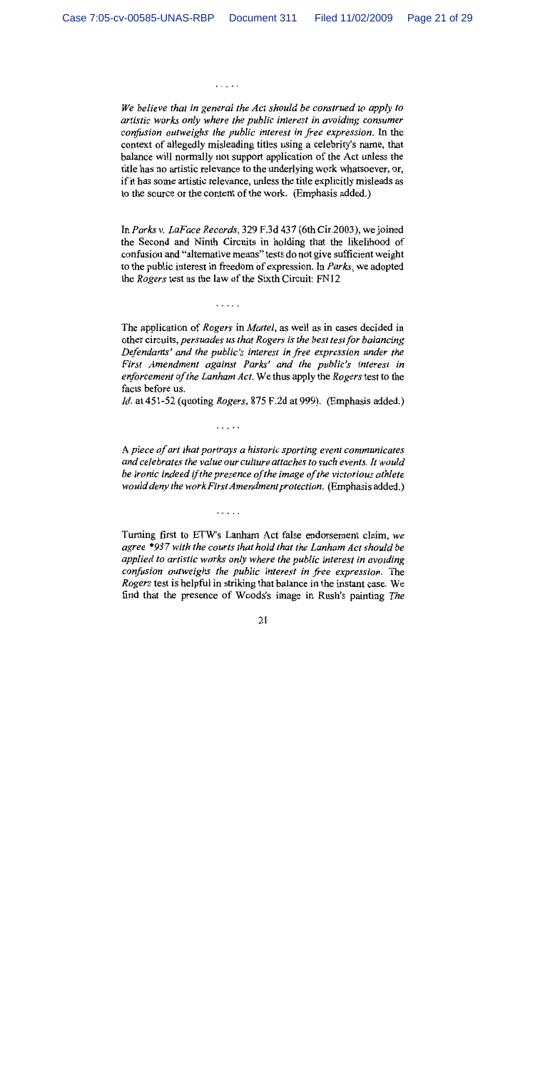. . . . .

*We believe that in general the Act should be construed to apply to artistic works only where the public interest in avoiding consumer confusion outweighs the public interest in free expression.* In the context of allegedly misleading titles using a celebrity's name, that balance will normally not support application of the Act unless the title has no artistic relevance to the underlying work whatsoever, or, if it has some artistic relevance, unless the title explicitly misleads as to the source or the content of the work. (Emphasis added.)

In *Parks v. LaFace Records*, 329 F.3d 437 (6th Cir.2003), we joined the Second and Ninth Circuits in holding that the likelihood of confusion and "alternative means" tests do not give sufficient weight to the public interest in freedom of expression. In *Parks*, we adopted the *Rogers* test as the law of the Sixth Circuit: FN12

. . . . .

The application of *Rogers* in *Mattel*, as well as in cases decided in other circuits, *persuades us that Rogers is the best test for balancing Defendants' and the public's interest in free expression under the First Amendment against Parks' and the public's interest in enforcement of the Lanham Act.* We thus apply the *Rogers* test to the facts before us.

*Id.* at 451-52 (quoting *Rogers*, 875 F.2d at 999). (Emphasis added.)

. . . . .

*A piece of art that portrays a historic sporting event communicates and celebrates the value our culture attaches to such events. It would be ironic indeed if the presence of the image of the victorious athlete would deny the work First Amendment protection.* (Emphasis added.)

. . . . .

Turning first to ETW's Lanham Act false endorsement claim, *we agree *937 with the courts that hold that the Lanham Act should be applied to artistic works only where the public interest in avoiding confusion outweighs the public interest in free expression.* The *Rogers* test is helpful in striking that balance in the instant case. We find that the presence of Woods's image in Rush's painting *The*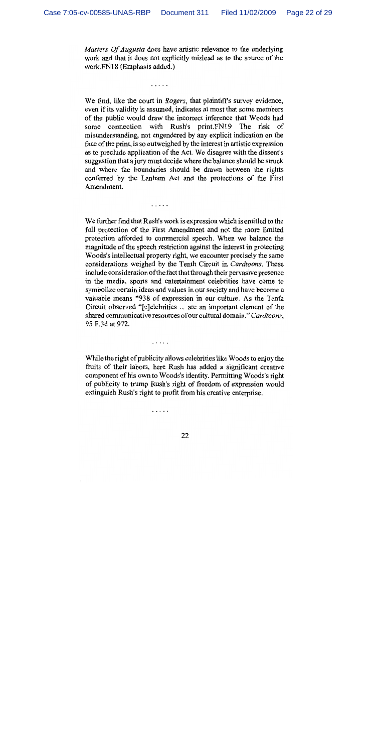*Masters Of Augusta* does have artistic relevance to the underlying work and that it does not explicitly mislead as to the source of the work.FN18 (Emphasis added.)

. . . . .

We find, like the court in *Rogers*, that plaintiff's survey evidence, even if its validity is assumed, indicates at most that some members of the public would draw the incorrect inference that Woods had some connection with Rush's print.FN19 The risk of misunderstanding, not engendered by any explicit indication on the face of the print, is so outweighed by the interest in artistic expression as to preclude application of the Act. We disagree with the dissent's suggestion that a jury must decide where the balance should be struck and where the boundaries should be drawn between the rights conferred by the Lanham Act and the protections of the First Amendment.

. . . . .

We further find that Rush's work is expression which is entitled to the full protection of the First Amendment and not the more limited protection afforded to commercial speech. When we balance the magnitude of the speech restriction against the interest in protecting Woods's intellectual property right, we encounter precisely the same considerations weighed by the Tenth Circuit in *Cardtoons*. These include consideration of the fact that through their pervasive presence in the media, sports and entertainment celebrities have come to symbolize certain ideas and values in our society and have become a valuable means *938 of expression in our culture. As the Tenth Circuit observed "[c]elebrities ... are an important element of the shared communicative resources of our cultural domain." *Cardtoons*, 95 F.3d at 972.

. . . . .

While the right of publicity allows celebrities like Woods to enjoy the fruits of their labors, here Rush has added a significant creative component of his own to Woods's identity. Permitting Woods's right of publicity to trump Rush's right of freedom of expression would extinguish Rush's right to profit from his creative enterprise.

. . . . .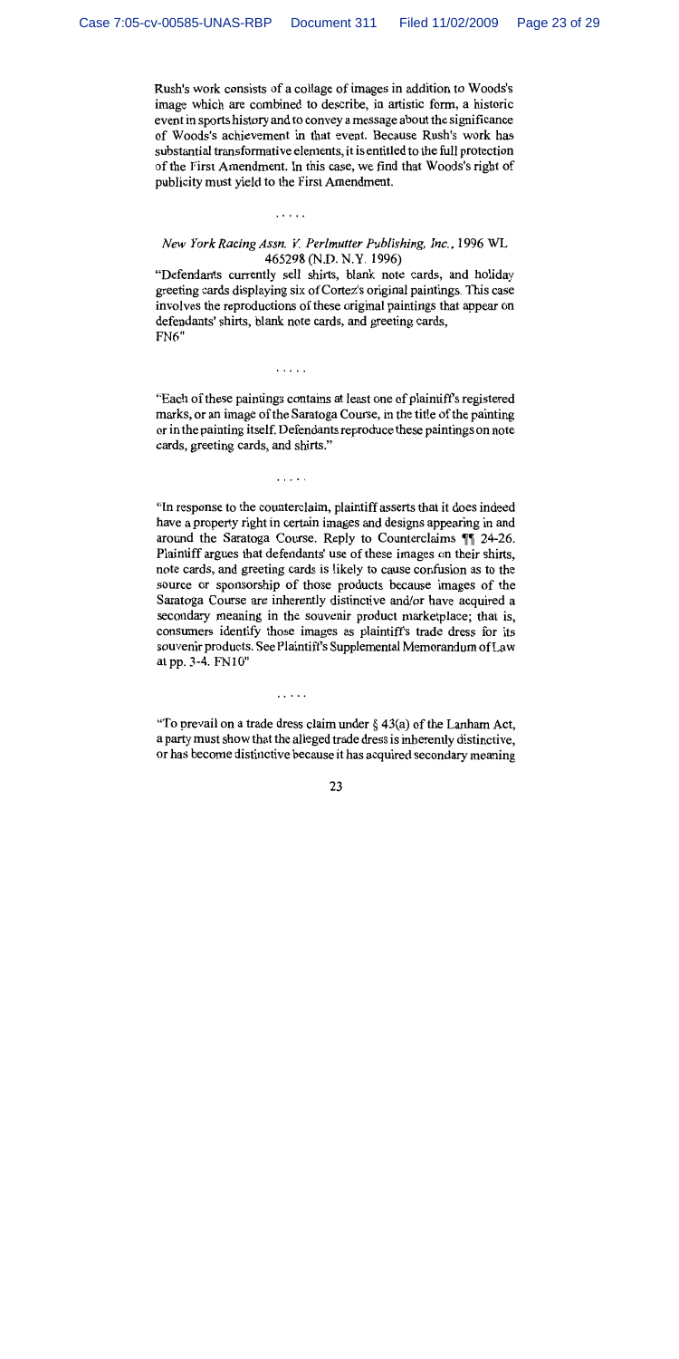Rush's work consists of a collage of images in addition to Woods's image which are combined to describe, in artistic form, a historic event in sports history and to convey a message about the significance of Woods's achievement in that event. Because Rush's work has substantial transformative elements, it is entitled to the full protection of the First Amendment. In this case, we find that Woods's right of publicity must yield to the First Amendment.

. . . . .

*New York Racing Assn. V. Perlmutter Publishing, Inc.*, 1996 WL 465298 (N.D. N.Y. 1996)

"Defendants currently sell shirts, blank note cards, and holiday greeting cards displaying six of Cortez's original paintings. This case involves the reproductions of these original paintings that appear on defendants' shirts, blank note cards, and greeting cards, FN6"

. . . . .

"Each of these paintings contains at least one of plaintiff's registered marks, or an image of the Saratoga Course, in the title of the painting or in the painting itself. Defendants reproduce these paintings on note cards, greeting cards, and shirts."

. . . . .

"In response to the counterclaim, plaintiff asserts that it does indeed have a property right in certain images and designs appearing in and around the Saratoga Course. Reply to Counterclaims ¶¶ 24-26. Plaintiff argues that defendants' use of these images on their shirts, note cards, and greeting cards is likely to cause confusion as to the source or sponsorship of those products because images of the Saratoga Course are inherently distinctive and/or have acquired a secondary meaning in the souvenir product marketplace; that is, consumers identify those images as plaintiff's trade dress for its souvenir products. See Plaintiff's Supplemental Memorandum of Law at pp. 3-4. FN10"

. . . . .

"To prevail on a trade dress claim under § 43(a) of the Lanham Act, a party must show that the alleged trade dress is inherently distinctive, or has become distinctive because it has acquired secondary meaning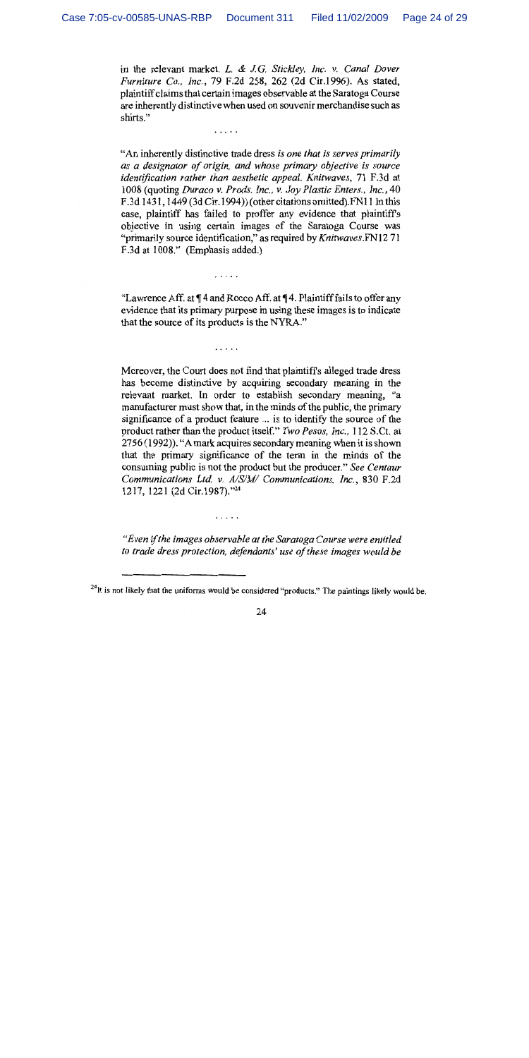in the relevant market. *L. & J.G. Stickley, Inc. v. Canal Dover Furniture Co., Inc.*, 79 F.2d 258, 262 (2d Cir.1996). As stated, plaintiff claims that certain images observable at the Saratoga Course are inherently distinctive when used on souvenir merchandise such as shirts."

. . . . .

"An inherently distinctive trade dress *is one that is serves primarily as a designator of origin, and whose primary objective is source identification rather than aesthetic appeal. Knitwaves*, 71 F.3d at 1008 (quoting *Duraco v. Prods. Inc., v. Joy Plastic Enters., Inc.*, 40 F.3d 1431, 1449 (3d Cir.1994)) (other citations omitted).FN11 In this case, plaintiff has failed to proffer any evidence that plaintiff's objective in using certain images of the Saratoga Course was "primarily source identification," as required by *Knitwaves*.FN12 71 F.3d at 1008." (Emphasis added.)

. . . . .

"Lawrence Aff. at ¶ 4 and Rocco Aff. at ¶ 4. Plaintiff fails to offer any evidence that its primary purpose in using these images is to indicate that the source of its products is the NYRA."

. . . . .

Moreover, the Court does not find that plaintiff's alleged trade dress has become distinctive by acquiring secondary meaning in the relevant market. In order to establish secondary meaning, "a manufacturer must show that, in the minds of the public, the primary significance of a product feature ... is to identify the source of the product rather than the product itself." *Two Pesos, Inc.*, 112 S.Ct. at 2756 (1992)). "A mark acquires secondary meaning when it is shown that the primary significance of the term in the minds of the consuming public is not the product but the producer." *See Centaur Communications Ltd. v. A/S/M/ Communications, Inc.*, 830 F.2d 1217, 1221 (2d Cir.1987)."[24]

. . . . .

*"Even if the images observable at the Saratoga Course were entitled to trade dress protection, defendants' use of these images would be*

---

[24] It is not likely that the uniforms would be considered "products." The paintings likely would be.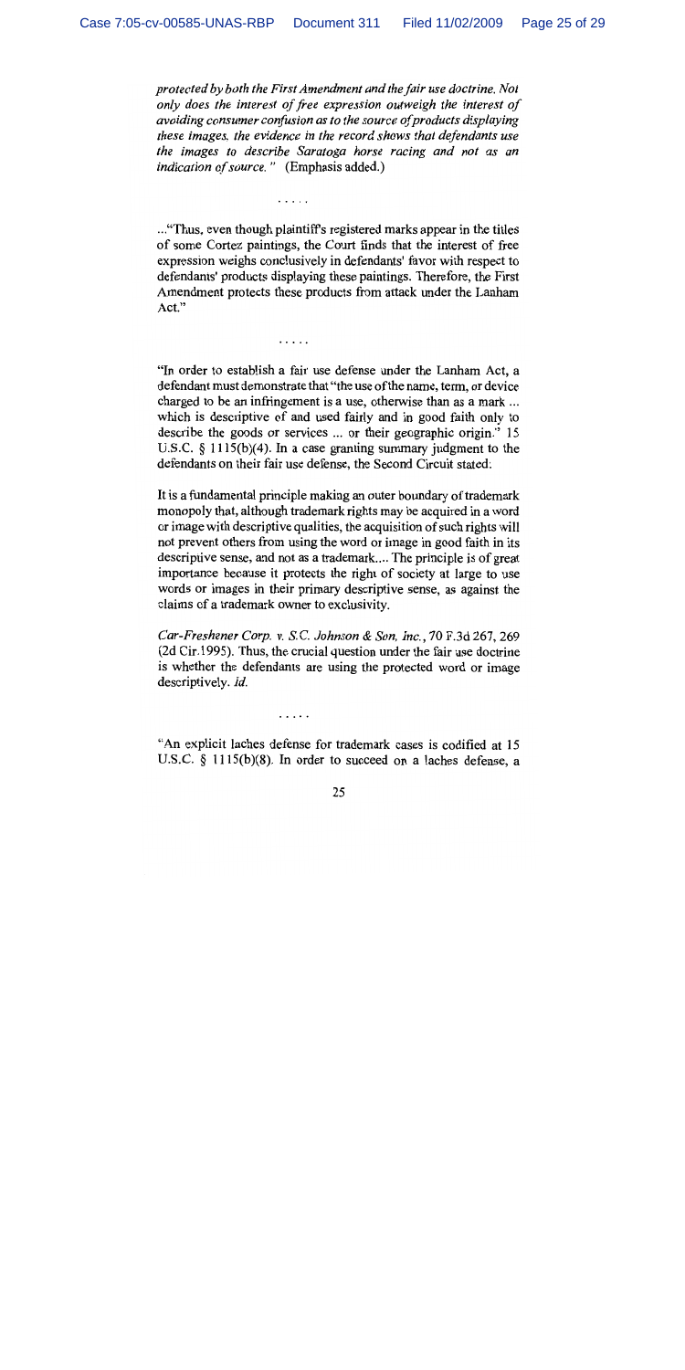*protected by both the First Amendment and the fair use doctrine. Not only does the interest of free expression outweigh the interest of avoiding consumer confusion as to the source of products displaying these images, the evidence in the record shows that defendants use the images to describe Saratoga horse racing and not as an indication of source."* (Emphasis added.)

. . . . .

..."Thus, even though plaintiff's registered marks appear in the titles of some Cortez paintings, the Court finds that the interest of free expression weighs conclusively in defendants' favor with respect to defendants' products displaying these paintings. Therefore, the First Amendment protects these products from attack under the Lanham Act."

. . . . .

"In order to establish a fair use defense under the Lanham Act, a defendant must demonstrate that "the use of the name, term, or device charged to be an infringement is a use, otherwise than as a mark ... which is descriptive of and used fairly and in good faith only to describe the goods or services ... or their geographic origin." 15 U.S.C. § 1115(b)(4). In a case granting summary judgment to the defendants on their fair use defense, the Second Circuit stated:

It is a fundamental principle making an outer boundary of trademark monopoly that, although trademark rights may be acquired in a word or image with descriptive qualities, the acquisition of such rights will not prevent others from using the word or image in good faith in its descriptive sense, and not as a trademark.... The principle is of great importance because it protects the right of society at large to use words or images in their primary descriptive sense, as against the claims of a trademark owner to exclusivity.

*Car-Freshener Corp. v. S.C. Johnson & Son, Inc.*, 70 F.3d 267, 269 (2d Cir.1995). Thus, the crucial question under the fair use doctrine is whether the defendants are using the protected word or image descriptively. *Id.*

. . . . .

"An explicit laches defense for trademark cases is codified at 15 U.S.C. § 1115(b)(8). In order to succeed on a laches defense, a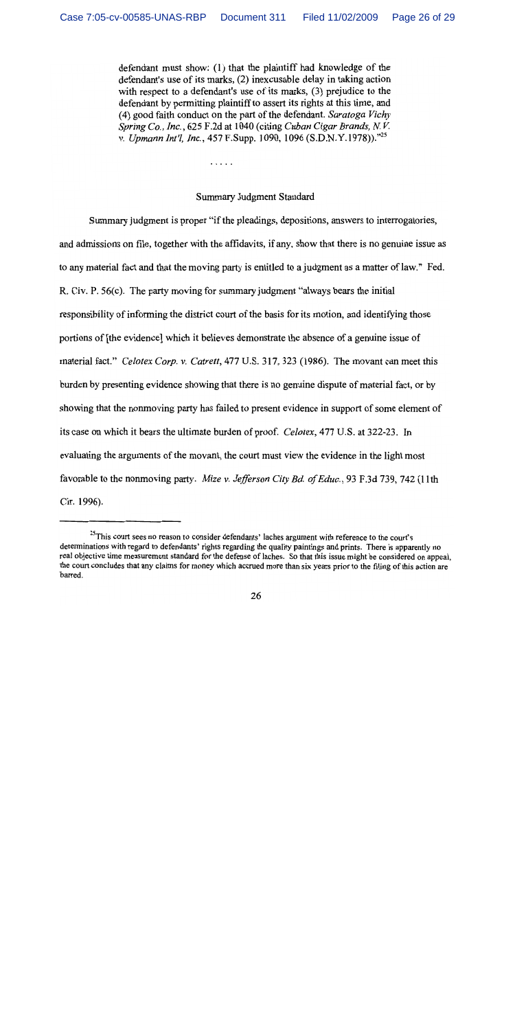> defendant must show: (1) that the plaintiff had knowledge of the defendant's use of its marks, (2) inexcusable delay in taking action with respect to a defendant's use of its marks, (3) prejudice to the defendant by permitting plaintiff to assert its rights at this time, and (4) good faith conduct on the part of the defendant. *Saratoga Vichy Spring Co., Inc.*, 625 F.2d at 1040 (citing *Cuban Cigar Brands, N.V. v. Upmann Int'l, Inc.*, 457 F.Supp. 1090, 1096 (S.D.N.Y.1978))."[25]
>
> . . . . .

## Summary Judgment Standard

Summary judgment is proper "if the pleadings, depositions, answers to interrogatories, and admissions on file, together with the affidavits, if any, show that there is no genuine issue as to any material fact and that the moving party is entitled to a judgment as a matter of law." Fed. R. Civ. P. 56(c). The party moving for summary judgment "always bears the initial responsibility of informing the district court of the basis for its motion, and identifying those portions of [the evidence] which it believes demonstrate the absence of a genuine issue of material fact." *Celotex Corp. v. Catrett*, 477 U.S. 317, 323 (1986). The movant can meet this burden by presenting evidence showing that there is no genuine dispute of material fact, or by showing that the nonmoving party has failed to present evidence in support of some element of its case on which it bears the ultimate burden of proof. *Celotex*, 477 U.S. at 322-23. In evaluating the arguments of the movant, the court must view the evidence in the light most favorable to the nonmoving party. *Mize v. Jefferson City Bd. of Educ.*, 93 F.3d 739, 742 (11th Cir. 1996).

---

[25] This court sees no reason to consider defendants' laches argument with reference to the court's determinations with regard to defendants' rights regarding the quality paintings and prints. There is apparently no real objective time measurement standard for the defense of laches. So that this issue might be considered on appeal, the court concludes that any claims for money which accrued more than six years prior to the filing of this action are barred.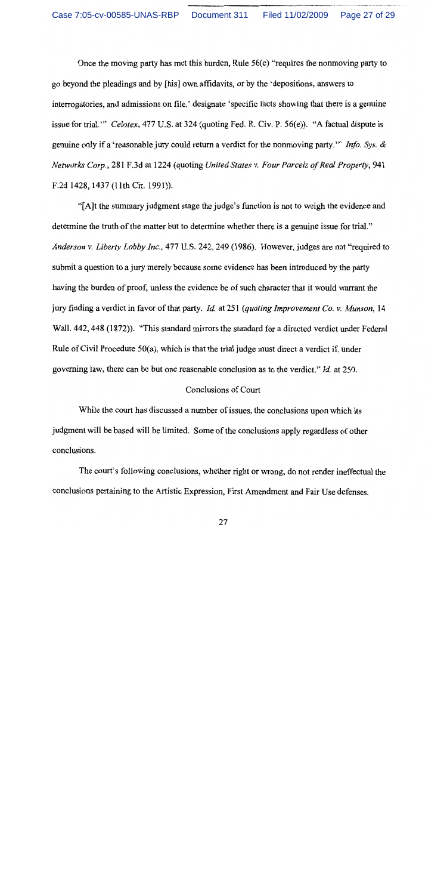Once the moving party has met this burden, Rule 56(e) "requires the nonmoving party to go beyond the pleadings and by [his] own affidavits, or by the 'depositions, answers to interrogatories, and admissions on file,' designate 'specific facts showing that there is a genuine issue for trial.'" *Celotex*, 477 U.S. at 324 (quoting Fed. R. Civ. P. 56(e)). "A factual dispute is genuine only if a 'reasonable jury could return a verdict for the nonmoving party.'" *Info. Sys. & Networks Corp.*, 281 F.3d at 1224 (quoting *United States v. Four Parcels of Real Property*, 941 F.2d 1428, 1437 (11th Cir. 1991)).

"[A]t the summary judgment stage the judge's function is not to weigh the evidence and determine the truth of the matter but to determine whether there is a genuine issue for trial." *Anderson v. Liberty Lobby Inc.*, 477 U.S. 242, 249 (1986). However, judges are not "required to submit a question to a jury merely because some evidence has been introduced by the party having the burden of proof, unless the evidence be of such character that it would warrant the jury finding a verdict in favor of that party. *Id.* at 251 (*quoting Improvement Co. v. Munson*, 14 Wall. 442, 448 (1872)). "This standard mirrors the standard for a directed verdict under Federal Rule of Civil Procedure 50(a), which is that the trial judge must direct a verdict if, under governing law, there can be but one reasonable conclusion as to the verdict." *Id.* at 250.

## Conclusions of Court

While the court has discussed a number of issues, the conclusions upon which its judgment will be based will be limited. Some of the conclusions apply regardless of other conclusions.

The court's following conclusions, whether right or wrong, do not render ineffectual the conclusions pertaining to the Artistic Expression, First Amendment and Fair Use defenses.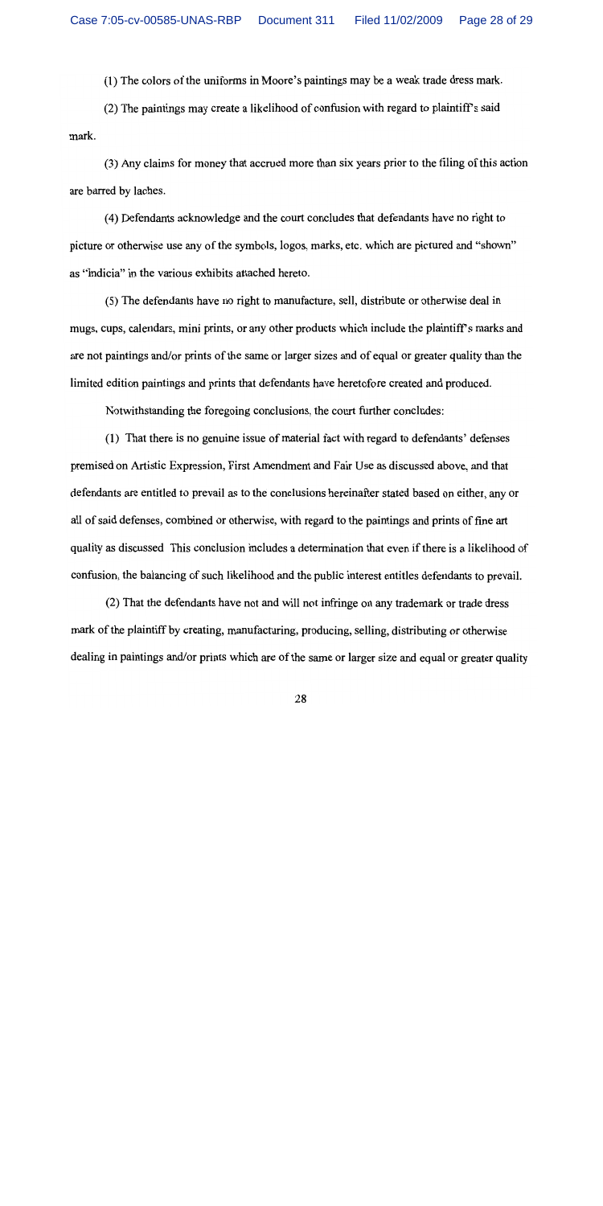(1) The colors of the uniforms in Moore's paintings may be a weak trade dress mark.

(2) The paintings may create a likelihood of confusion with regard to plaintiff's said mark.

(3) Any claims for money that accrued more than six years prior to the filing of this action are barred by laches.

(4) Defendants acknowledge and the court concludes that defendants have no right to picture or otherwise use any of the symbols, logos, marks, etc. which are pictured and "shown" as "indicia" in the various exhibits attached hereto.

(5) The defendants have no right to manufacture, sell, distribute or otherwise deal in mugs, cups, calendars, mini prints, or any other products which include the plaintiff's marks and are not paintings and/or prints of the same or larger sizes and of equal or greater quality than the limited edition paintings and prints that defendants have heretofore created and produced.

Notwithstanding the foregoing conclusions, the court further concludes:

(1) That there is no genuine issue of material fact with regard to defendants' defenses premised on Artistic Expression, First Amendment and Fair Use as discussed above, and that defendants are entitled to prevail as to the conclusions hereinafter stated based on either, any or all of said defenses, combined or otherwise, with regard to the paintings and prints of fine art quality as discussed This conclusion includes a determination that even if there is a likelihood of confusion, the balancing of such likelihood and the public interest entitles defendants to prevail.

(2) That the defendants have not and will not infringe on any trademark or trade dress mark of the plaintiff by creating, manufacturing, producing, selling, distributing or otherwise dealing in paintings and/or prints which are of the same or larger size and equal or greater quality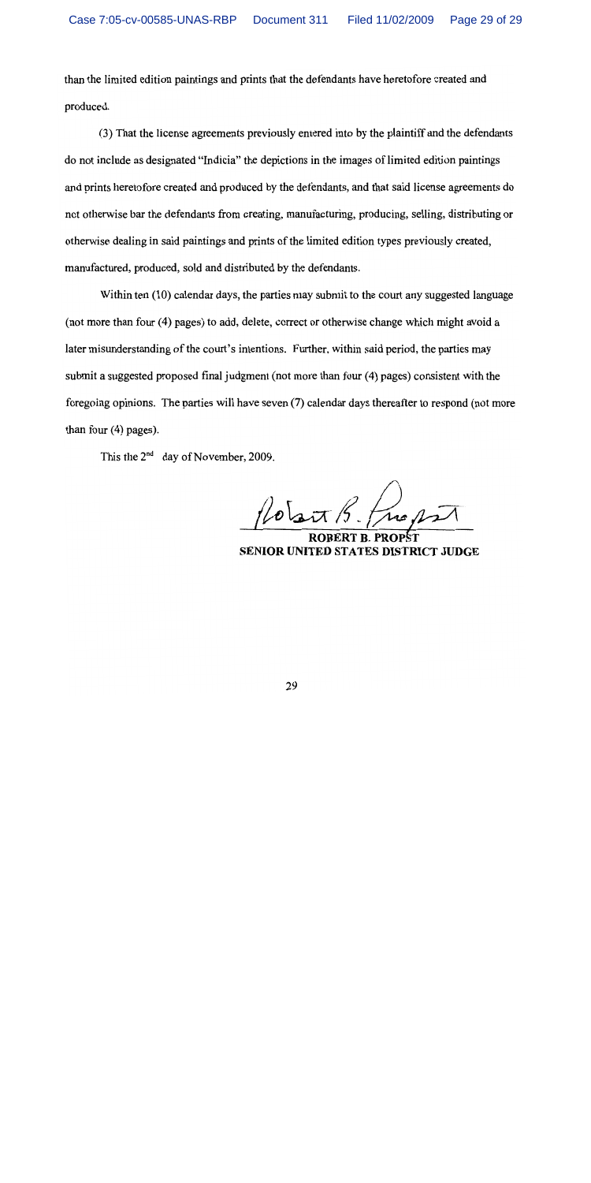than the limited edition paintings and prints that the defendants have heretofore created and produced.

(3) That the license agreements previously entered into by the plaintiff and the defendants do not include as designated "Indicia" the depictions in the images of limited edition paintings and prints heretofore created and produced by the defendants, and that said license agreements do not otherwise bar the defendants from creating, manufacturing, producing, selling, distributing or otherwise dealing in said paintings and prints of the limited edition types previously created, manufactured, produced, sold and distributed by the defendants.

Within ten (10) calendar days, the parties may submit to the court any suggested language (not more than four (4) pages) to add, delete, correct or otherwise change which might avoid a later misunderstanding of the court's intentions. Further, within said period, the parties may submit a suggested proposed final judgment (not more than four (4) pages) consistent with the foregoing opinions. The parties will have seven (7) calendar days thereafter to respond (not more than four (4) pages).

This the 2nd day of November, 2009.

ROBERT B. PROPST
SENIOR UNITED STATES DISTRICT JUDGE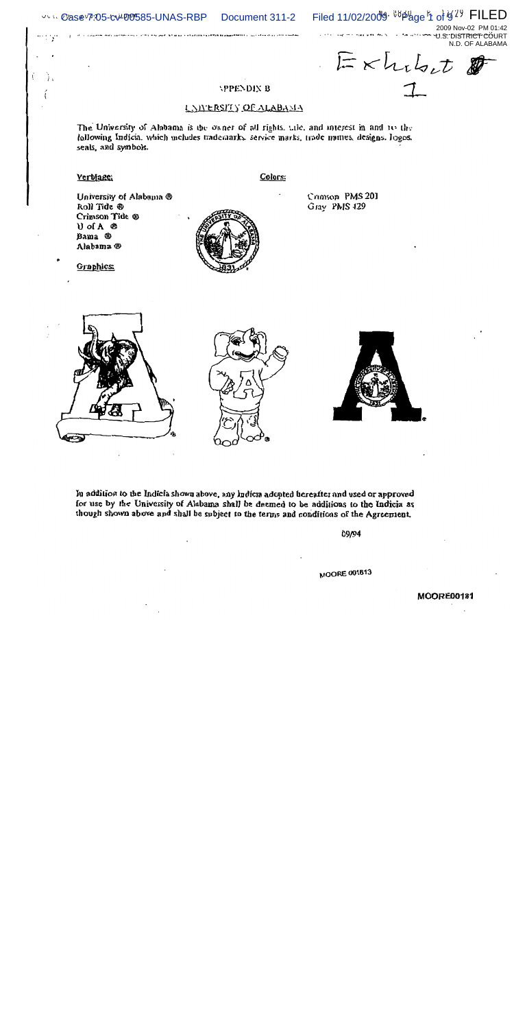Exhibit 1

## APPENDIX B

### UNIVERSITY OF ALABAMA

The University of Alabama is the owner of all rights, title, and interest in and to the following Indicia, which includes trademarks, service marks, trade names, designs, logos, seals, and symbols.

**Verbiage:**

University of Alabama ®
Roll Tide ®
Crimson Tide ®
U of A ®
Bama ®
Alabama ®

**Colors:**

Crimson PMS 201
Gray PMS 429

**Graphics:**

In addition to the Indicia shown above, any Indicia adopted hereafter and used or approved for use by the University of Alabama shall be deemed to be additions to the Indicia as though shown above and shall be subject to the terms and conditions of the Agreement.

09/94

MOORE 001813

MOORE00181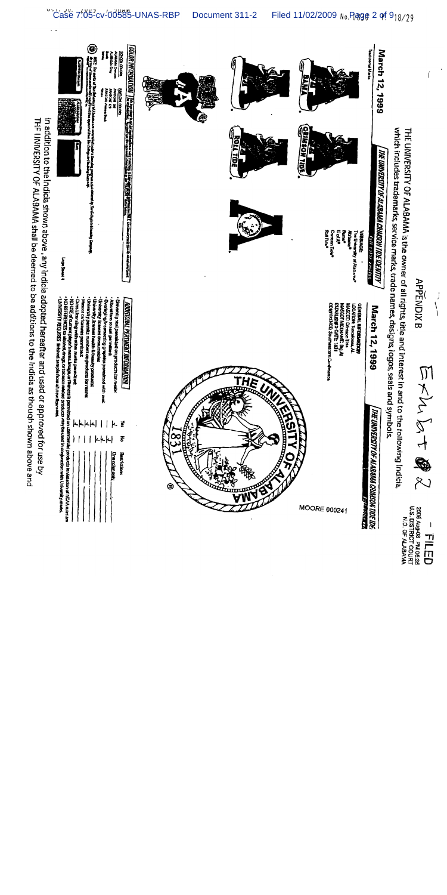# APPENDIX B

Exhibit 2

FILED
2006 Aug-08 PM 05:56
U.S. DISTRICT COURT
N.D. OF ALABAMA

THE UNIVERSITY OF ALABAMA is the owner of all rights, title and interest in and to the following Indicia, which includes trademarks, service marks, trade names, designs, logos, seals and symbols.

## March 12, 1999

### THE UNIVERSITY OF ALABAMA CRIMSON TIDE IDENTITY

Traditional Marks

BAMA

ROLL TIDE

CRIMSON TIDE

VERBAGE:
The University of Alabama®
Alabama®
Bama®
U of A®
Crimson Tide®
Roll Tide®

COLOR INFORMATION

SCHOOL COLORS:
ALABAMA Crimson
ALABAMA Gray
Black
White

PANTONE COLORS:
PANTONE 201
PANTONE 429
PANTONE Process Black

NOTE: The marks of The University of Alabama are controlled under a licensing program administered by The Collegiate Licensing Company. All products must be approved by The Collegiate Licensing Company.

ALABAMA Crimson | ALABAMA Gray | Black

Logo Sheet 1

## March 12, 1999

### THE UNIVERSITY OF ALABAMA CRIMSON TIDE IDENTITY

GENERAL INFORMATION
LOCATION: Tuscaloosa, AL
MASCOT: Crimson Tide
MASCOT NICKNAME: Big Al
ESTABLISHED DATE: 1831
CONFERENCE: Southeastern Conference

THE UNIVERSITY OF ALABAMA 1831 ®

ADDITIONAL PERTINENT INFORMATION

| | Yes | No | Restrictions |
|---|---|---|---|
| University seal permitted on products for resale: | ✓ | | One color only |
| Alterations to seal permitted: | | ✓ | |
| Overlapping/interacting graphics permitted with seal: | | ✓ | |
| University licenses health & beauty products: | | ✓ | |
| University permits numbers on products for resale: | ✓ | | |
| Mascot caricatures permitted: | ✓ | | |
| Cross licensing with other marks permitted: | ✓ | | |

- NO USE of current player's names, images or likeness is permitted on commercial products in violation of NCAA rules.
- NO REFERENCES to alcohol, drugs, or tobacco related products may be used in conjunction with University marks.
- UNIVERSITY REQUIRES finished samples from all new licensees.

MOORE 000241

In addition to the Indicia shown above, any Indicia adopted hereafter and used or approved for use by THE UNIVERSITY OF ALABAMA shall be deemed to be additions to the Indicia as though shown above and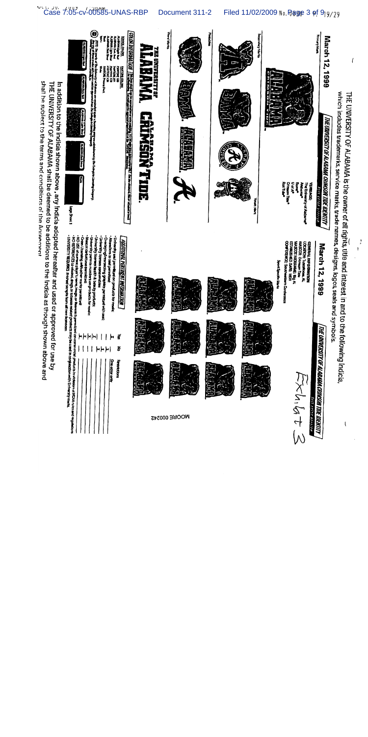THE UNIVERSITY OF ALABAMA is the owner of all rights, title and interest in and to the following Indicia, which includes trademarks, service marks, trade names, designs, logos, seals and symbols.

**March 12, 1999**

THE UNIVERSITY OF ALABAMA CRIMSON TIDE IDENTITY

Primary Mark

Secondary Marks

Pedestals

Word Marks

Youth Mark

VERBIAGE:
The University of Alabama®
Alabama®
Bama®
U of A®
Crimson Tide®
Roll Tide®

THE UNIVERSITY OF ALABAMA. CRIMSON TIDE.

COLOR INFORMATION

ALABAMA Crimson Red
ALABAMA Light Red
ALABAMA Light Gray
ALABAMA Dark Gray

**March 12, 1999**

THE UNIVERSITY OF ALABAMA CRIMSON TIDE IDENTITY

GENERAL INFORMATION
LOCATION: Tuscaloosa, AL
MASCOT: Crimson Tide
ESTABLISHED DATE: 1831
CONFERENCE: Southeastern Conference

Sport-Specific Marks

ADDITIONAL PERTINENT INFORMATION

| | Yes | No | Restrictions |
|---|---|---|---|
| University seal permitted on products for resale: | X | | |
| Alterations to marks permitted: | | | One color only |
| Overlapping/connecting graphics permitted with seal: | | | |
| University licenses consumables: | X | | |
| University licenses health & beauty products: | X | | |
| Mascot costume permitted: | X | | |
| Current marks permitted: | X | | |

- NO USE of current player names, images or likenesses is permitted on commercial products in violation of NCAA rules and regulations.
- NO REFERENCES to alcohol, drugs, or tobacco related products may be used in conjunction with University marks.
- UNIVERSITY REQUIRES finished sample from all new licensees.

Exhibit 3

MOORE 000242

In addition to the Indicia shown above, any Indicia adopted hereafter and used or approved for use by THE UNIVERSITY OF ALABAMA shall be deemed to be additions to the Indicia as though shown above and shall be subject to the terms and conditions of the Agreement.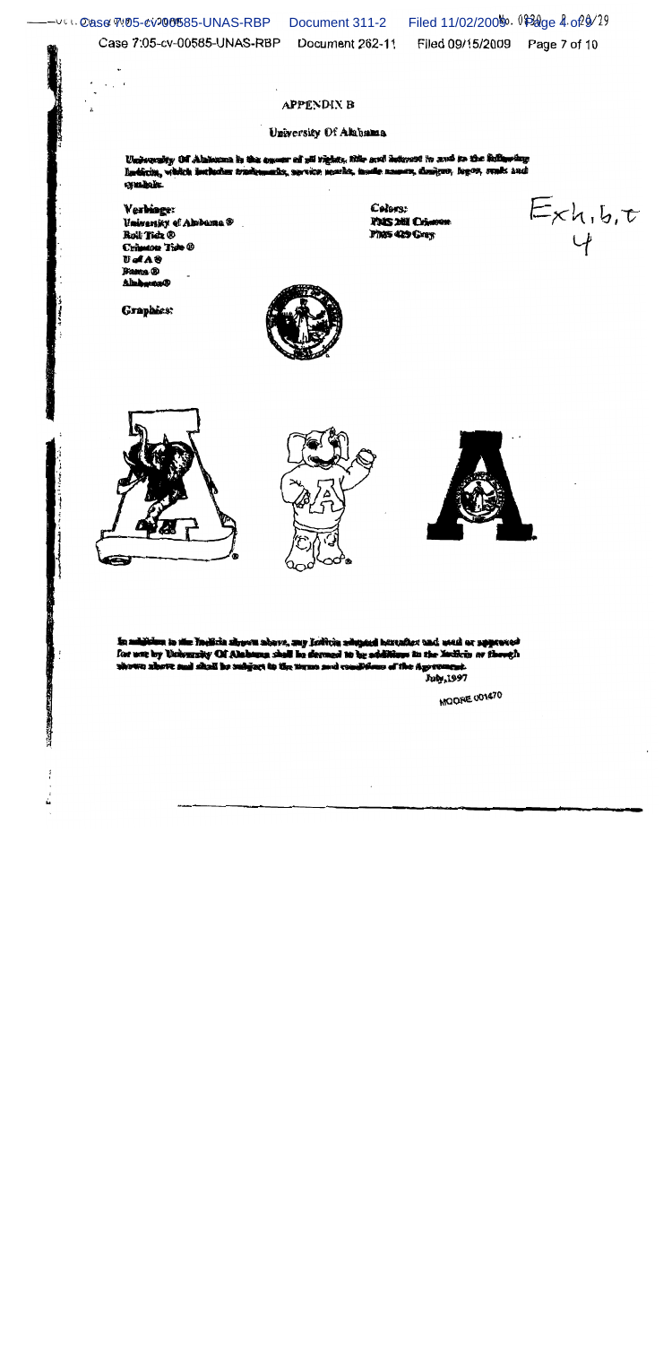## APPENDIX B

### University Of Alabama

University Of Alabama is the owner of all rights, title and interest in and to the following Indicia, which includes trademarks, service marks, trade names, designs, logos, seals and symbols.

**Verbiage:**
University of Alabama ®
Roll Tide ®
Crimson Tide ®
U of A ®
Bama ®
Alabama®

**Colors:**
PMS 201 Crimson
PMS 429 Grey

Exhibit 4

**Graphics:**

In addition to the Indicia shown above, any Indicia adopted hereafter and used or approved for use by University Of Alabama shall be deemed to be additions to the Indicia as though shown above and shall be subject to the terms and conditions of the Agreement.

July, 1997

MOORE 001470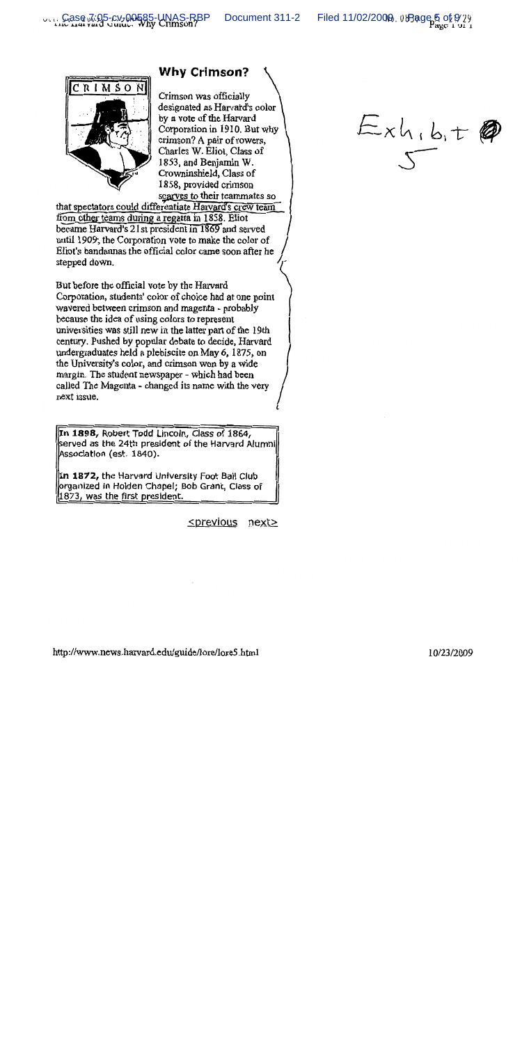Exhibit 5

## Why Crimson?

Crimson was officially designated as Harvard's color by a vote of the Harvard Corporation in 1910. But why crimson? A pair of rowers, Charles W. Eliot, Class of 1853, and Benjamin W. Crowninshield, Class of 1858, provided crimson scarves to their teammates so that spectators could differentiate Harvard's crew team from other teams during a regatta in 1858. Eliot became Harvard's 21st president in 1869 and served until 1909; the Corporation vote to make the color of Eliot's bandannas the official color came soon after he stepped down.

But before the official vote by the Harvard Corporation, students' color of choice had at one point wavered between crimson and magenta - probably because the idea of using colors to represent universities was still new in the latter part of the 19th century. Pushed by popular debate to decide, Harvard undergraduates held a plebiscite on May 6, 1875, on the University's color, and crimson won by a wide margin. The student newspaper - which had been called The Magenta - changed its name with the very next issue.

**In 1898,** Robert Todd Lincoln, Class of 1864, served as the 24th president of the Harvard Alumni Association (est. 1840).

**In 1872,** the Harvard University Foot Ball Club organized in Holden Chapel; Bob Grant, Class of 1873, was the first president.

<previous next>

http://www.news.harvard.edu/guide/lore/lore5.html 10/23/2009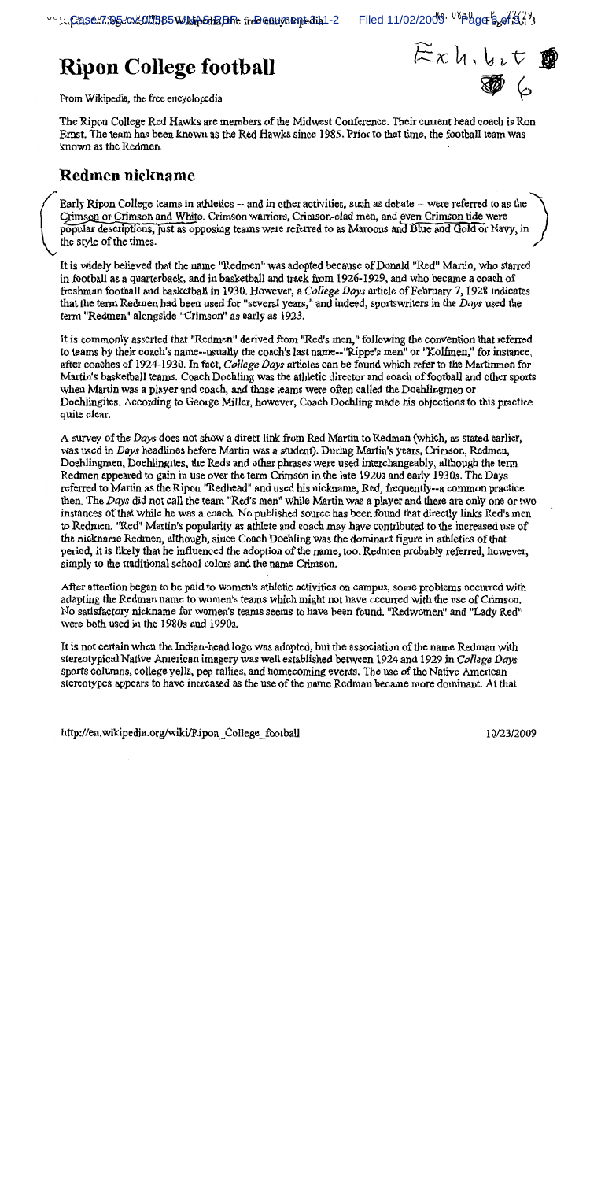# Ripon College football

From Wikipedia, the free encyclopedia

The Ripon College Red Hawks are members of the Midwest Conference. Their current head coach is Ron Ernst. The team has been known as the Red Hawks since 1985. Prior to that time, the football team was known as the Redmen.

## Redmen nickname

Early Ripon College teams in athletics -- and in other activities, such as debate -- were referred to as the Crimson or Crimson and White. Crimson warriors, Crimson-clad men, and even Crimson tide were popular descriptions, just as opposing teams were referred to as Maroons and Blue and Gold or Navy, in the style of the times.

It is widely believed that the name "Redmen" was adopted because of Donald "Red" Martin, who starred in football as a quarterback, and in basketball and track from 1926-1929, and who became a coach of freshman football and basketball in 1930. However, a *College Days* article of February 7, 1928 indicates that the term Redmen had been used for "several years," and indeed, sportswriters in the *Days* used the term "Redmen" alongside "Crimson" as early as 1923.

It is commonly asserted that "Redmen" derived from "Red's men," following the convention that referred to teams by their coach's name--usually the coach's last name--"Rippe's men" or "Kolfmen," for instance, after coaches of 1924-1930. In fact, *College Days* articles can be found which refer to the Martinmen for Martin's basketball teams. Coach Doehling was the athletic director and coach of football and other sports when Martin was a player and coach, and those teams were often called the Doehlingmen or Doehlingites. According to George Miller, however, Coach Doehling made his objections to this practice quite clear.

A survey of the *Days* does not show a direct link from Red Martin to Redman (which, as stated earlier, was used in *Days* headlines before Martin was a student). During Martin's years, Crimson, Redmen, Doehlingmen, Doehlingites, the Reds and other phrases were used interchangeably, although the term Redmen appeared to gain in use over the term Crimson in the late 1920s and early 1930s. The Days referred to Martin as the Ripon "Redhead" and used his nickname, Red, frequently--a common practice then. The *Days* did not call the team "Red's men" while Martin was a player and there are only one or two instances of that while he was a coach. No published source has been found that directly links Red's men to Redmen. "Red" Martin's popularity as athlete and coach may have contributed to the increased use of the nickname Redmen, although, since Coach Doehling was the dominant figure in athletics of that period, it is likely that he influenced the adoption of the name, too. Redmen probably referred, however, simply to the traditional school colors and the name Crimson.

After attention began to be paid to women's athletic activities on campus, some problems occurred with adapting the Redman name to women's teams which might not have occurred with the use of Crimson. No satisfactory nickname for women's teams seems to have been found. "Redwomen" and "Lady Red" were both used in the 1980s and 1990s.

It is not certain when the Indian-head logo was adopted, but the association of the name Redman with stereotypical Native American imagery was well established between 1924 and 1929 in *College Days* sports columns, college yells, pep rallies, and homecoming events. The use of the Native American stereotypes appears to have increased as the use of the name Redman became more dominant. At that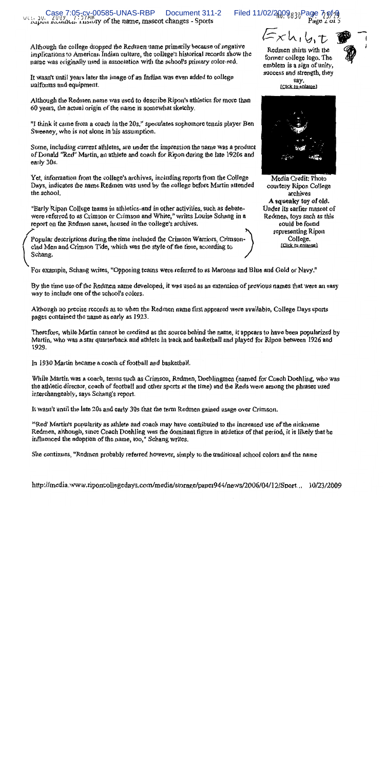Although the college dropped the Redmen name primarily because of negative implications to American Indian culture, the college's historical records show the name was originally used in association with the school's primary color-red.

It wasn't until years later the image of an Indian was even added to college uniforms and equipment.

Although the Redmen name was used to describe Ripon's athletics for more than 60 years, the actual origin of the name is somewhat sketchy.

"I think it came from a coach in the 20s," speculates sophomore tennis player Ben Sweeney, who is not alone in his assumption.

Some, including current athletes, are under the impression the name was a product of Donald "Red" Martin, an athlete and coach for Ripon during the late 1920s and early 30s.

Yet, information from the college's archives, including reports from the College Days, indicates the name Redmen was used by the college before Martin attended the school.

"Early Ripon College teams in athletics-and in other activities, such as debate-were referred to as Crimson or Crimson and White," writes Louise Schang in a report on the Redmen name, housed in the college's archives.

Popular descriptions during the time included the Crimson Warriors, Crimson-clad Men and Crimson Tide, which was the style of the time, according to Schang.

Redmen shirts with the former college logo. The emblem is a sign of unity, success and strength, they say.
[Click to enlarge]

Media Credit: Photo courtesy Ripon College archives
**A squeaky toy of old.** Under its earlier mascot of Redmen, toys such as this could be found representing Ripon College.
[Click to enlarge]

For example, Schang writes, "Opposing teams were referred to as Maroons and Blue and Gold or Navy."

By the time use of the Redmen name developed, it was used as an extension of previous names that were an easy way to include one of the school's colors.

Although no precise records as to when the Redmen name first appeared were available, College Days sports pages contained the name as early as 1923.

Therefore, while Martin cannot be credited as the source behind the name, it appears to have been popularized by Martin, who was a star quarterback and athlete in track and basketball and played for Ripon between 1926 and 1929.

In 1930 Martin became a coach of football and basketball.

While Martin was a coach, terms such as Crimson, Redmen, Doehlingmen (named for Coach Doehling, who was the athletic director, coach of football and other sports at the time) and the Reds were among the phrases used interchangeably, says Schang's report.

It wasn't until the late 20s and early 30s that the term Redmen gained usage over Crimson.

"'Red' Martin's popularity as athlete and coach may have contributed to the increased use of the nickname Redmen, although, since Coach Doehling was the dominant figure in athletics of that period, it is likely that he influenced the adoption of the name, too," Schang writes.

She continues, "Redmen probably referred however, simply to the traditional school colors and the name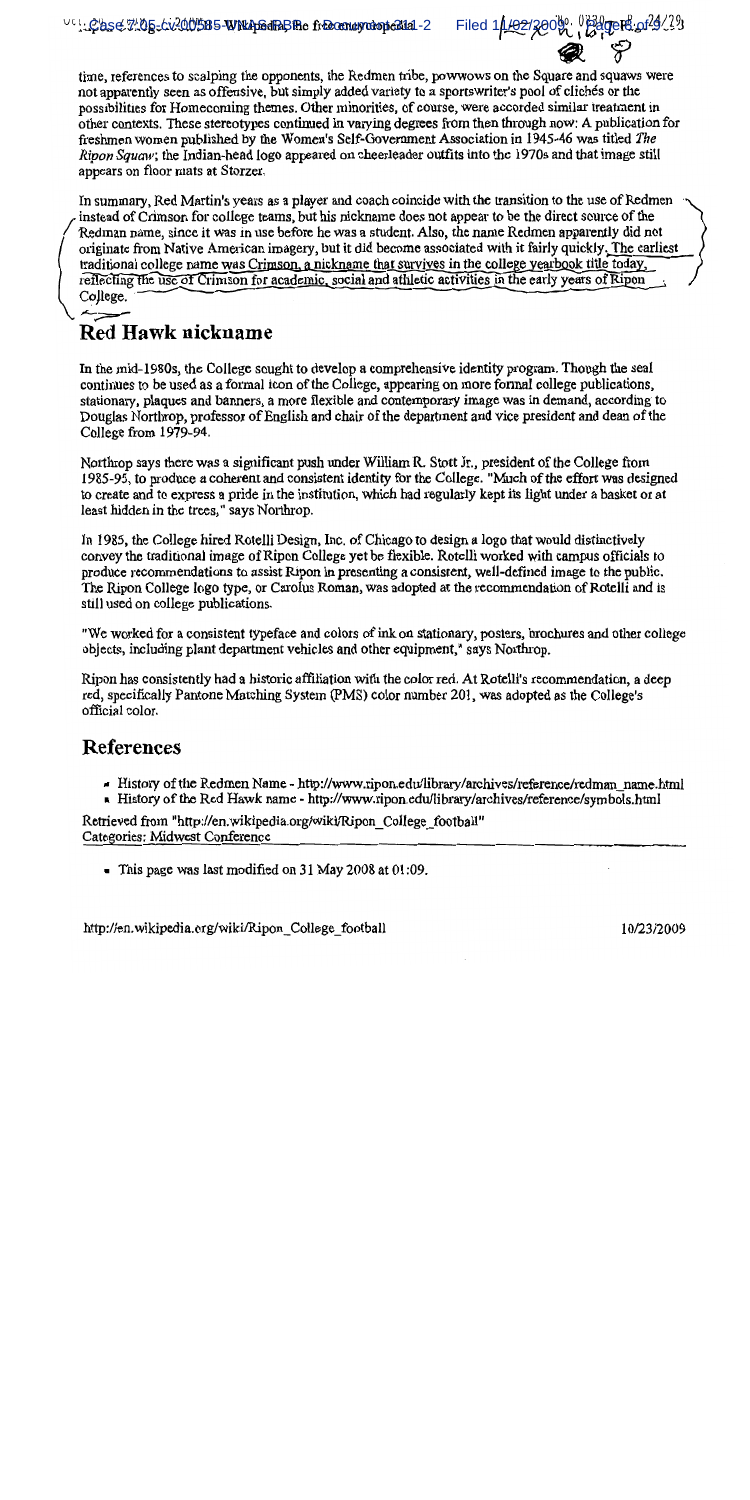time, references to scalping the opponents, the Redmen tribe, powwows on the Square and squaws were not apparently seen as offensive, but simply added variety to a sportswriter's pool of clichés or the possibilities for Homecoming themes. Other minorities, of course, were accorded similar treatment in other contexts. These stereotypes continued in varying degrees from then through now: A publication for freshmen women published by the Women's Self-Government Association in 1945-46 was titled *The Ripon Squaw*; the Indian-head logo appeared on cheerleader outfits into the 1970s and that image still appears on floor mats at Storzer.

In summary, Red Martin's years as a player and coach coincide with the transition to the use of Redmen instead of Crimson for college teams, but his nickname does not appear to be the direct source of the Redman name, since it was in use before he was a student. Also, the name Redmen apparently did not originate from Native American imagery, but it did become associated with it fairly quickly. The earliest traditional college name was Crimson, a nickname that survives in the college yearbook title today, reflecting the use of Crimson for academic, social and athletic activities in the early years of Ripon College.

## Red Hawk nickname

In the mid-1980s, the College sought to develop a comprehensive identity program. Though the seal continues to be used as a formal icon of the College, appearing on more formal college publications, stationary, plaques and banners, a more flexible and contemporary image was in demand, according to Douglas Northrop, professor of English and chair of the department and vice president and dean of the College from 1979-94.

Northrop says there was a significant push under William R. Stott Jr., president of the College from 1985-95, to produce a coherent and consistent identity for the College. "Much of the effort was designed to create and to express a pride in the institution, which had regularly kept its light under a basket or at least hidden in the trees," says Northrop.

In 1985, the College hired Rotelli Design, Inc. of Chicago to design a logo that would distinctively convey the traditional image of Ripon College yet be flexible. Rotelli worked with campus officials to produce recommendations to assist Ripon in presenting a consistent, well-defined image to the public. The Ripon College logo type, or Carolus Roman, was adopted at the recommendation of Rotelli and is still used on college publications.

"We worked for a consistent typeface and colors of ink on stationary, posters, brochures and other college objects, including plant department vehicles and other equipment," says Northrop.

Ripon has consistently had a historic affiliation with the color red. At Rotelli's recommendation, a deep red, specifically Pantone Matching System (PMS) color number 201, was adopted as the College's official color.

## References

- History of the Redmen Name - http://www.ripon.edu/library/archives/reference/redman_name.html
- History of the Red Hawk name - http://www.ripon.edu/library/archives/reference/symbols.html

Retrieved from "http://en.wikipedia.org/wiki/Ripon_College_football"
Categories: Midwest Conference

- This page was last modified on 31 May 2008 at 01:09.

http://en.wikipedia.org/wiki/Ripon_College_football 10/23/2009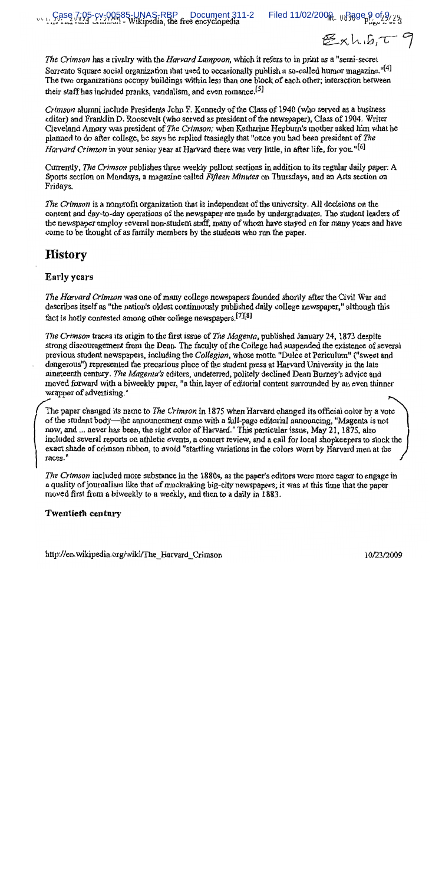*The Crimson* has a rivalry with the *Harvard Lampoon*, which it refers to in print as a "semi-secret Sorrento Square social organization that used to occasionally publish a so-called humor magazine."[4] The two organizations occupy buildings within less than one block of each other; interaction between their staff has included pranks, vandalism, and even romance.[5]

*Crimson* alumni include Presidents John F. Kennedy of the Class of 1940 (who served as a business editor) and Franklin D. Roosevelt (who served as president of the newspaper), Class of 1904. Writer Cleveland Amory was president of *The Crimson;* when Katharine Hepburn's mother asked him what he planned to do after college, he says he replied teasingly that "once you had been president of *The Harvard Crimson* in your senior year at Harvard there was very little, in after life, for you."[6]

Currently, *The Crimson* publishes three weekly pullout sections in addition to its regular daily paper: A Sports section on Mondays, a magazine called *Fifteen Minutes* on Thursdays, and an Arts section on Fridays.

*The Crimson* is a nonprofit organization that is independent of the university. All decisions on the content and day-to-day operations of the newspaper are made by undergraduates. The student leaders of the newspaper employ several non-student staff, many of whom have stayed on for many years and have come to be thought of as family members by the students who run the paper.

## History

### Early years

*The Harvard Crimson* was one of many college newspapers founded shortly after the Civil War and describes itself as "the nation's oldest continuously published daily college newspaper," although this fact is hotly contested among other college newspapers.[7][8]

*The Crimson* traces its origin to the first issue of *The Magenta*, published January 24, 1873 despite strong discouragement from the Dean. The faculty of the College had suspended the existence of several previous student newspapers, including the *Collegian*, whose motto "Dulce et Periculum" ("sweet and dangerous") represented the precarious place of the student press at Harvard University in the late nineteenth century. *The Magenta's* editors, undeterred, politely declined Dean Burney's advice and moved forward with a biweekly paper, "a thin layer of editorial content surrounded by an even thinner wrapper of advertising."

The paper changed its name to *The Crimson* in 1875 when Harvard changed its official color by a vote of the student body—the announcement came with a full-page editorial announcing, "Magenta is not now, and ... never has been, the right color of Harvard." This particular issue, May 21, 1875, also included several reports on athletic events, a concert review, and a call for local shopkeepers to stock the exact shade of crimson ribbon, to avoid "startling variations in the colors worn by Harvard men at the races."

*The Crimson* included more substance in the 1880s, as the paper's editors were more eager to engage in a quality of journalism like that of muckraking big-city newspapers; it was at this time that the paper moved first from a biweekly to a weekly, and then to a daily in 1883.

### Twentieth century